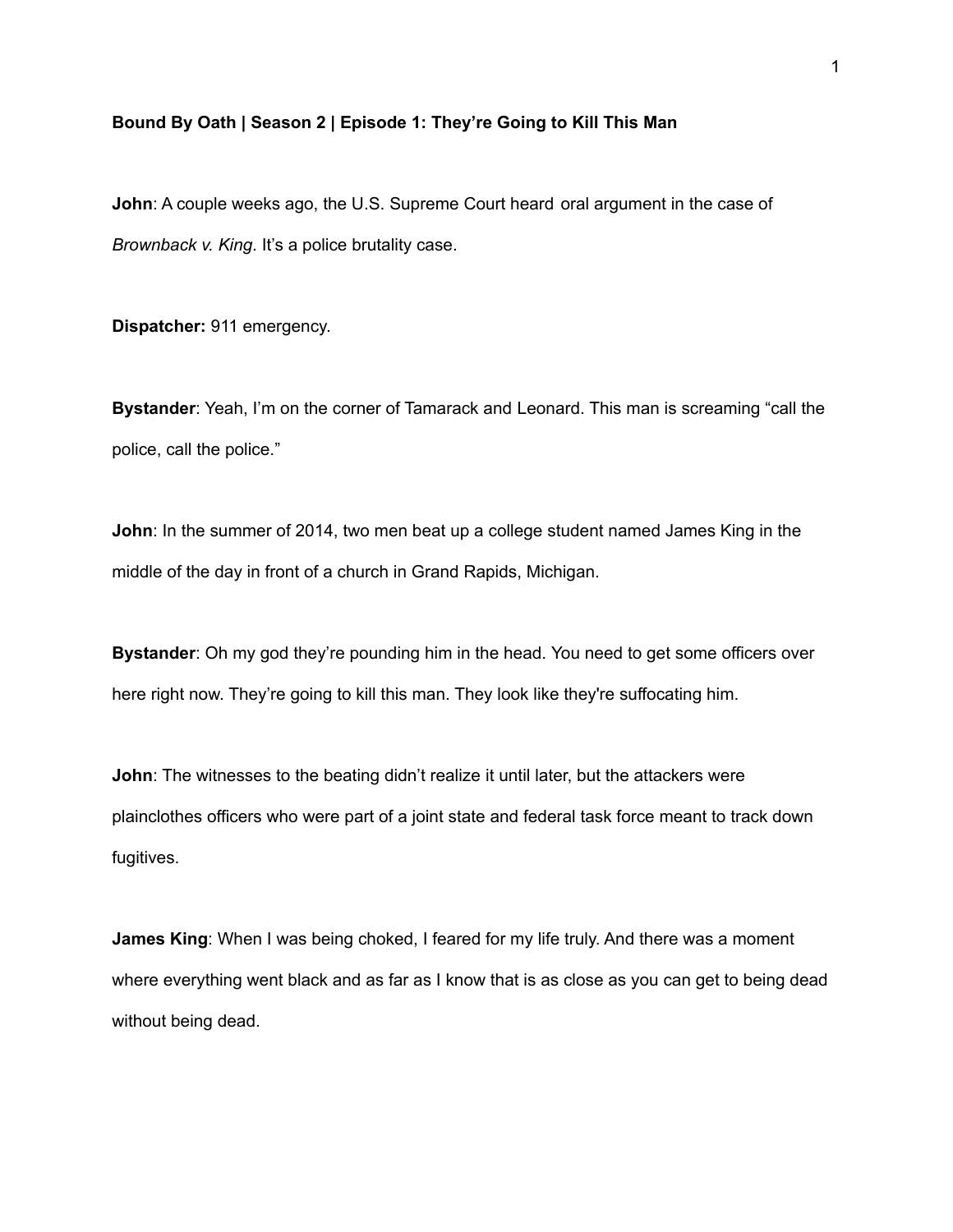**Bound By Oath | Season 2 | Episode 1: They're Going to Kill This Man**

**John**: A couple weeks ago, the U.S. Supreme Court heard oral argument in the case of *Brownback v. King*. It's a police brutality case.

**Dispatcher:** 911 emergency.

**Bystander**: Yeah, I'm on the corner of Tamarack and Leonard. This man is screaming "call the police, call the police."

**John**: In the summer of 2014, two men beat up a college student named James King in the middle of the day in front of a church in Grand Rapids, Michigan.

**Bystander**: Oh my god they're pounding him in the head. You need to get some officers over here right now. They're going to kill this man. They look like they're suffocating him.

**John**: The witnesses to the beating didn't realize it until later, but the attackers were plainclothes officers who were part of a joint state and federal task force meant to track down fugitives.

**James King**: When I was being choked, I feared for my life truly. And there was a moment where everything went black and as far as I know that is as close as you can get to being dead without being dead.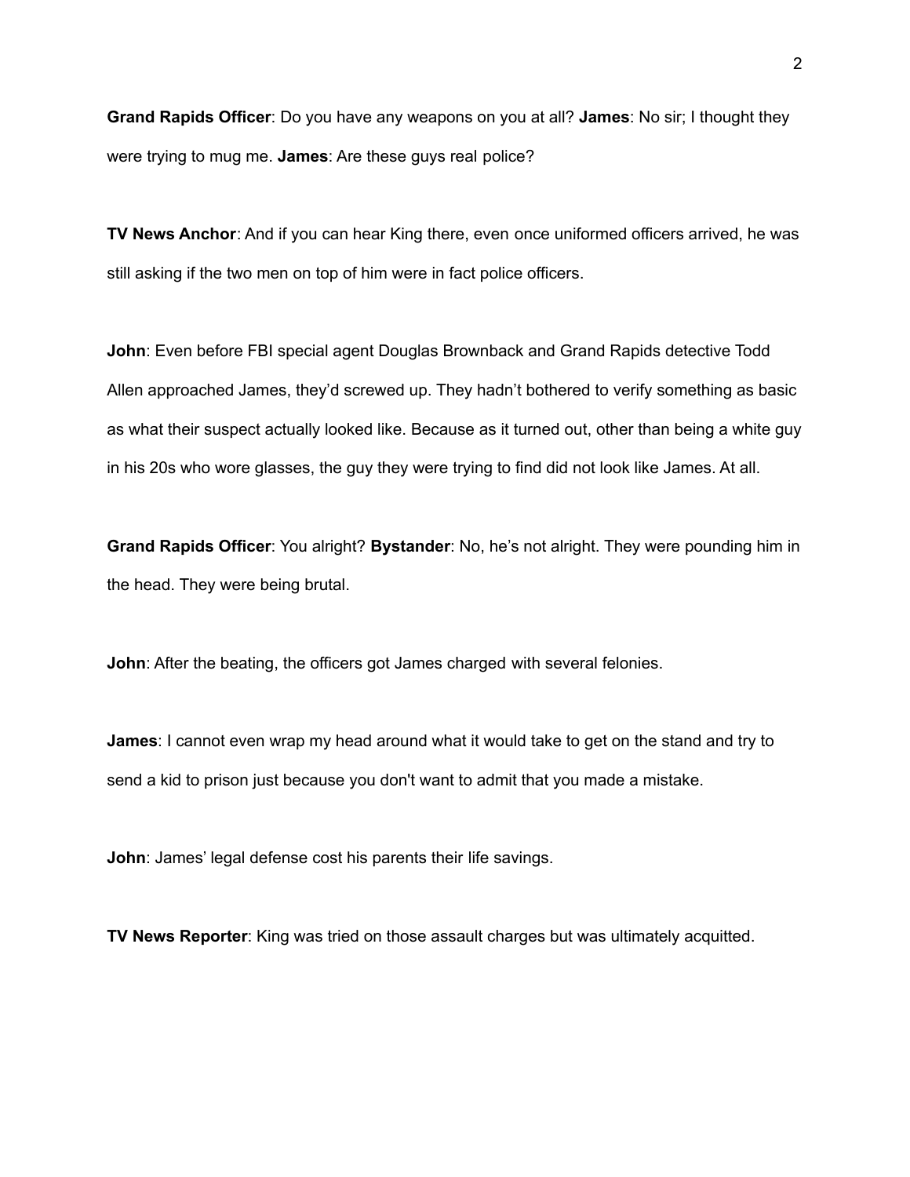**Grand Rapids Officer**: Do you have any weapons on you at all? **James**: No sir; I thought they were trying to mug me. **James**: Are these guys real police?

**TV News Anchor**: And if you can hear King there, even once uniformed officers arrived, he was still asking if the two men on top of him were in fact police officers.

**John**: Even before FBI special agent Douglas Brownback and Grand Rapids detective Todd Allen approached James, they'd screwed up. They hadn't bothered to verify something as basic as what their suspect actually looked like. Because as it turned out, other than being a white guy in his 20s who wore glasses, the guy they were trying to find did not look like James. At all.

**Grand Rapids Officer**: You alright? **Bystander**: No, he's not alright. They were pounding him in the head. They were being brutal.

**John**: After the beating, the officers got James charged with several felonies.

**James**: I cannot even wrap my head around what it would take to get on the stand and try to send a kid to prison just because you don't want to admit that you made a mistake.

**John**: James' legal defense cost his parents their life savings.

**TV News Reporter**: King was tried on those assault charges but was ultimately acquitted.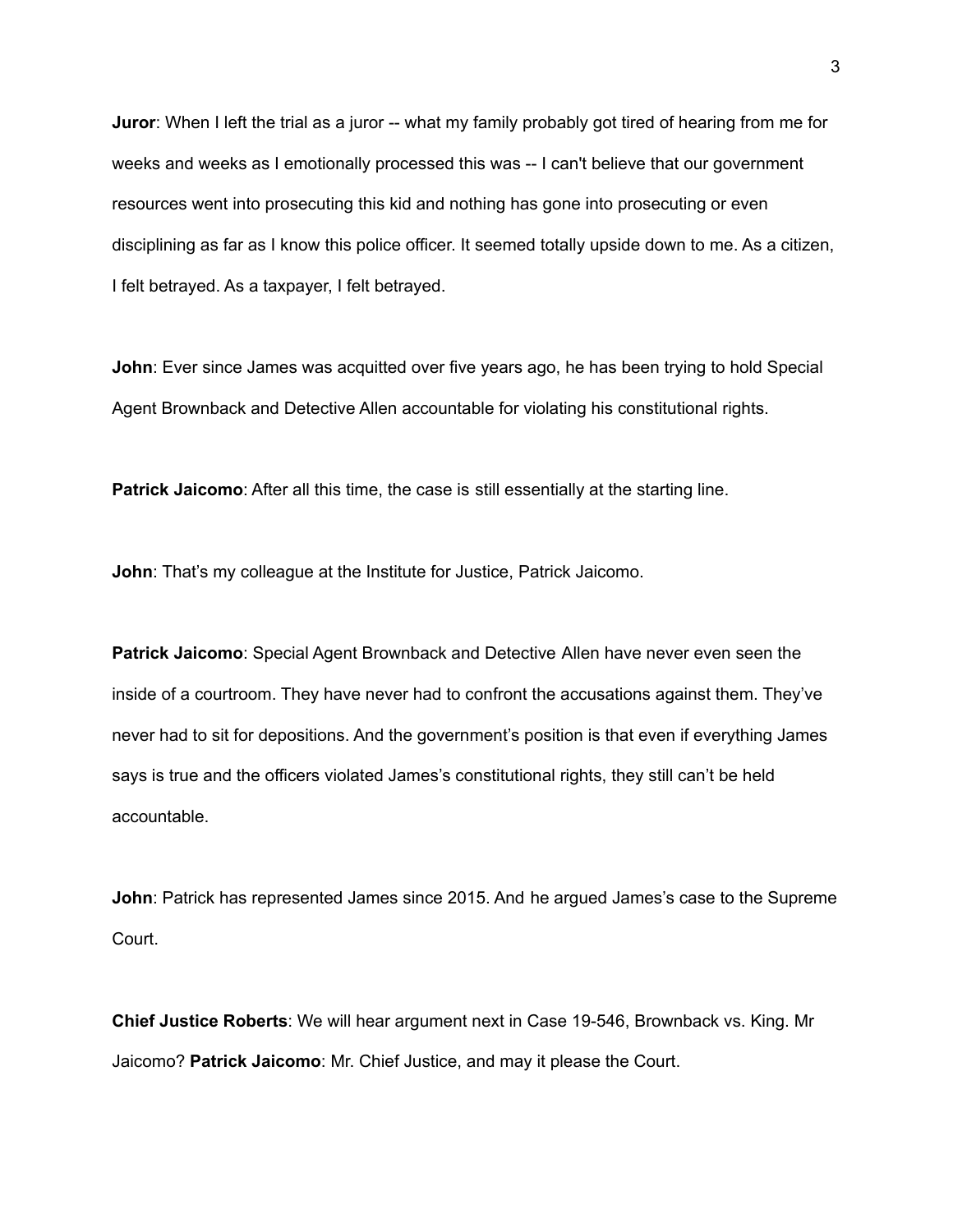**Juror**: When I left the trial as a juror -- what my family probably got tired of hearing from me for weeks and weeks as I emotionally processed this was -- I can't believe that our government resources went into prosecuting this kid and nothing has gone into prosecuting or even disciplining as far as I know this police officer. It seemed totally upside down to me. As a citizen, I felt betrayed. As a taxpayer, I felt betrayed.

**John**: Ever since James was acquitted over five years ago, he has been trying to hold Special Agent Brownback and Detective Allen accountable for violating his constitutional rights.

**Patrick Jaicomo**: After all this time, the case is still essentially at the starting line.

**John**: That's my colleague at the Institute for Justice, Patrick Jaicomo.

**Patrick Jaicomo**: Special Agent Brownback and Detective Allen have never even seen the inside of a courtroom. They have never had to confront the accusations against them. They've never had to sit for depositions. And the government's position is that even if everything James says is true and the officers violated James's constitutional rights, they still can't be held accountable.

**John**: Patrick has represented James since 2015. And he argued James's case to the Supreme Court.

**Chief Justice Roberts**: We will hear argument next in Case 19-546, Brownback vs. King. Mr Jaicomo? **Patrick Jaicomo**: Mr. Chief Justice, and may it please the Court.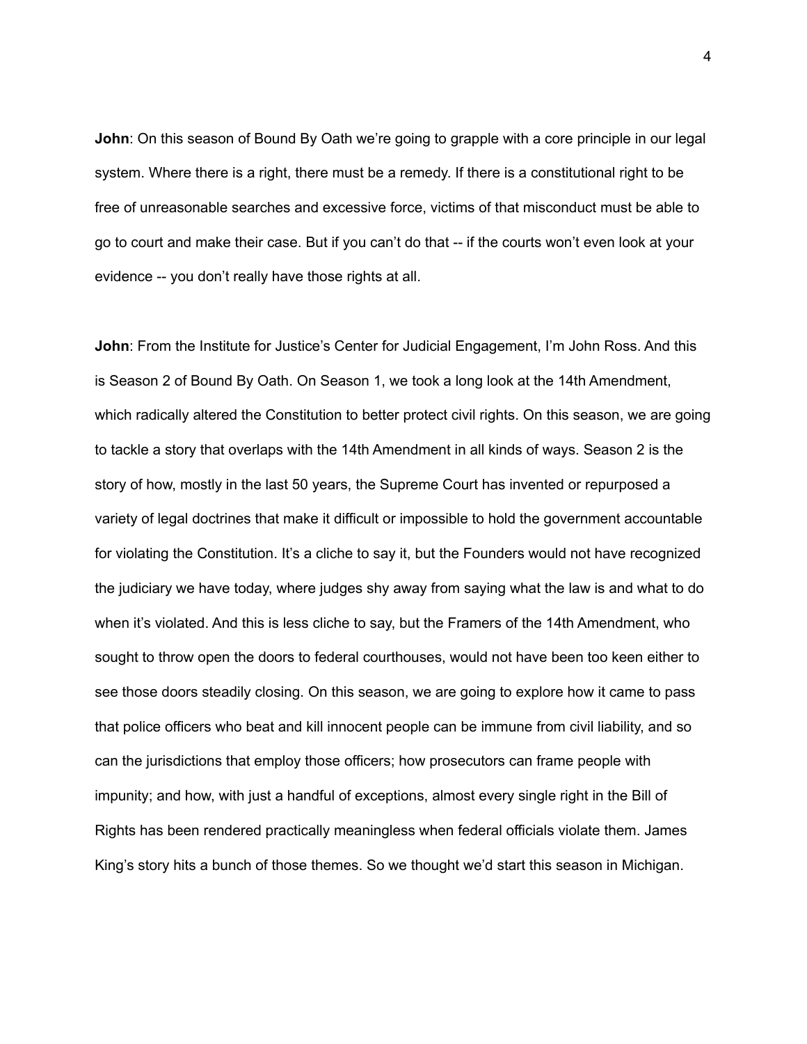**John**: On this season of Bound By Oath we're going to grapple with a core principle in our legal system. Where there is a right, there must be a remedy. If there is a constitutional right to be free of unreasonable searches and excessive force, victims of that misconduct must be able to go to court and make their case. But if you can't do that -- if the courts won't even look at your evidence -- you don't really have those rights at all.

**John**: From the Institute for Justice's Center for Judicial Engagement, I'm John Ross. And this is Season 2 of Bound By Oath. On Season 1, we took a long look at the 14th Amendment, which radically altered the Constitution to better protect civil rights. On this season, we are going to tackle a story that overlaps with the 14th Amendment in all kinds of ways. Season 2 is the story of how, mostly in the last 50 years, the Supreme Court has invented or repurposed a variety of legal doctrines that make it difficult or impossible to hold the government accountable for violating the Constitution. It's a cliche to say it, but the Founders would not have recognized the judiciary we have today, where judges shy away from saying what the law is and what to do when it's violated. And this is less cliche to say, but the Framers of the 14th Amendment, who sought to throw open the doors to federal courthouses, would not have been too keen either to see those doors steadily closing. On this season, we are going to explore how it came to pass that police officers who beat and kill innocent people can be immune from civil liability, and so can the jurisdictions that employ those officers; how prosecutors can frame people with impunity; and how, with just a handful of exceptions, almost every single right in the Bill of Rights has been rendered practically meaningless when federal officials violate them. James King's story hits a bunch of those themes. So we thought we'd start this season in Michigan.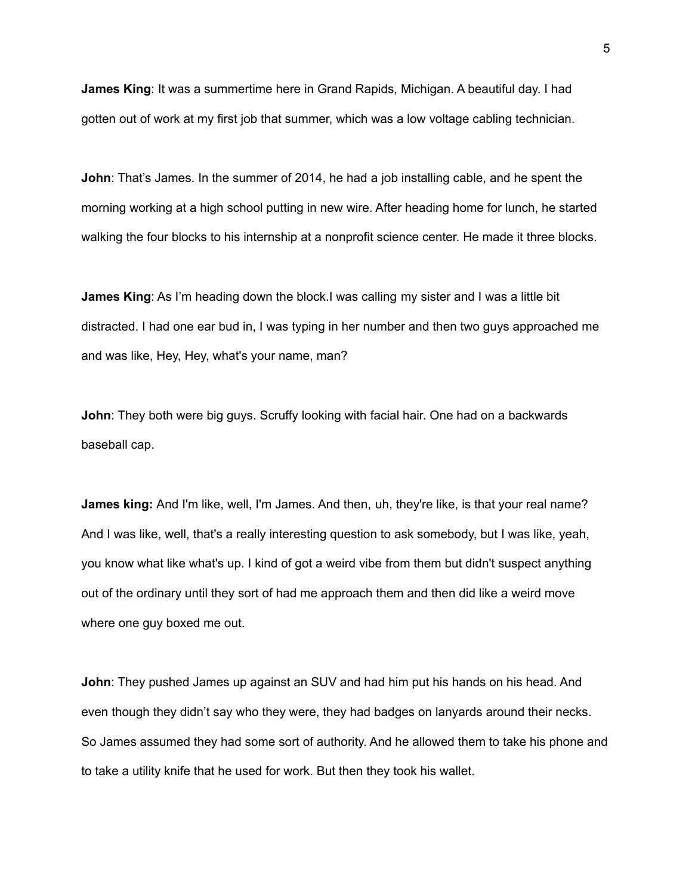**James King**: It was a summertime here in Grand Rapids, Michigan. A beautiful day. I had gotten out of work at my first job that summer, which was a low voltage cabling technician.

**John**: That's James. In the summer of 2014, he had a job installing cable, and he spent the morning working at a high school putting in new wire. After heading home for lunch, he started walking the four blocks to his internship at a nonprofit science center. He made it three blocks.

**James King**: As I'm heading down the block.I was calling my sister and I was a little bit distracted. I had one ear bud in, I was typing in her number and then two guys approached me and was like, Hey, Hey, what's your name, man?

**John**: They both were big guys. Scruffy looking with facial hair. One had on a backwards baseball cap.

**James king:** And I'm like, well, I'm James. And then, uh, they're like, is that your real name? And I was like, well, that's a really interesting question to ask somebody, but I was like, yeah, you know what like what's up. I kind of got a weird vibe from them but didn't suspect anything out of the ordinary until they sort of had me approach them and then did like a weird move where one guy boxed me out.

**John**: They pushed James up against an SUV and had him put his hands on his head. And even though they didn't say who they were, they had badges on lanyards around their necks. So James assumed they had some sort of authority. And he allowed them to take his phone and to take a utility knife that he used for work. But then they took his wallet.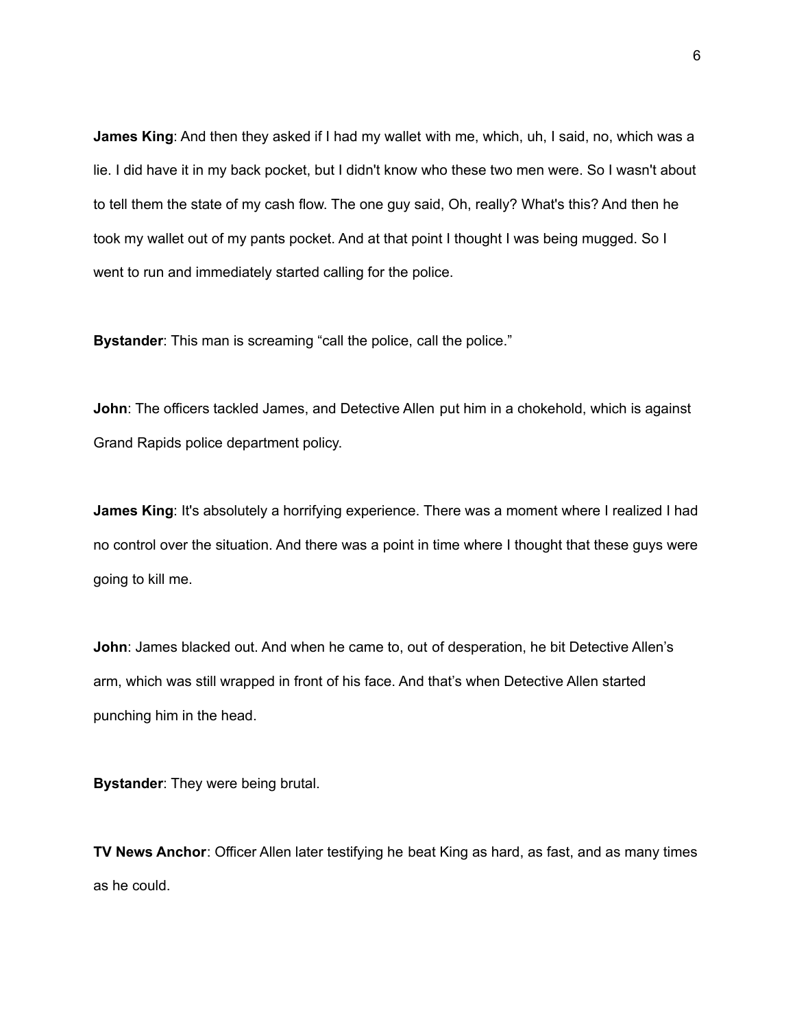**James King**: And then they asked if I had my wallet with me, which, uh, I said, no, which was a lie. I did have it in my back pocket, but I didn't know who these two men were. So I wasn't about to tell them the state of my cash flow. The one guy said, Oh, really? What's this? And then he took my wallet out of my pants pocket. And at that point I thought I was being mugged. So I went to run and immediately started calling for the police.

**Bystander**: This man is screaming "call the police, call the police."

**John**: The officers tackled James, and Detective Allen put him in a chokehold, which is against Grand Rapids police department policy.

**James King**: It's absolutely a horrifying experience. There was a moment where I realized I had no control over the situation. And there was a point in time where I thought that these guys were going to kill me.

**John**: James blacked out. And when he came to, out of desperation, he bit Detective Allen's arm, which was still wrapped in front of his face. And that's when Detective Allen started punching him in the head.

**Bystander**: They were being brutal.

**TV News Anchor**: Officer Allen later testifying he beat King as hard, as fast, and as many times as he could.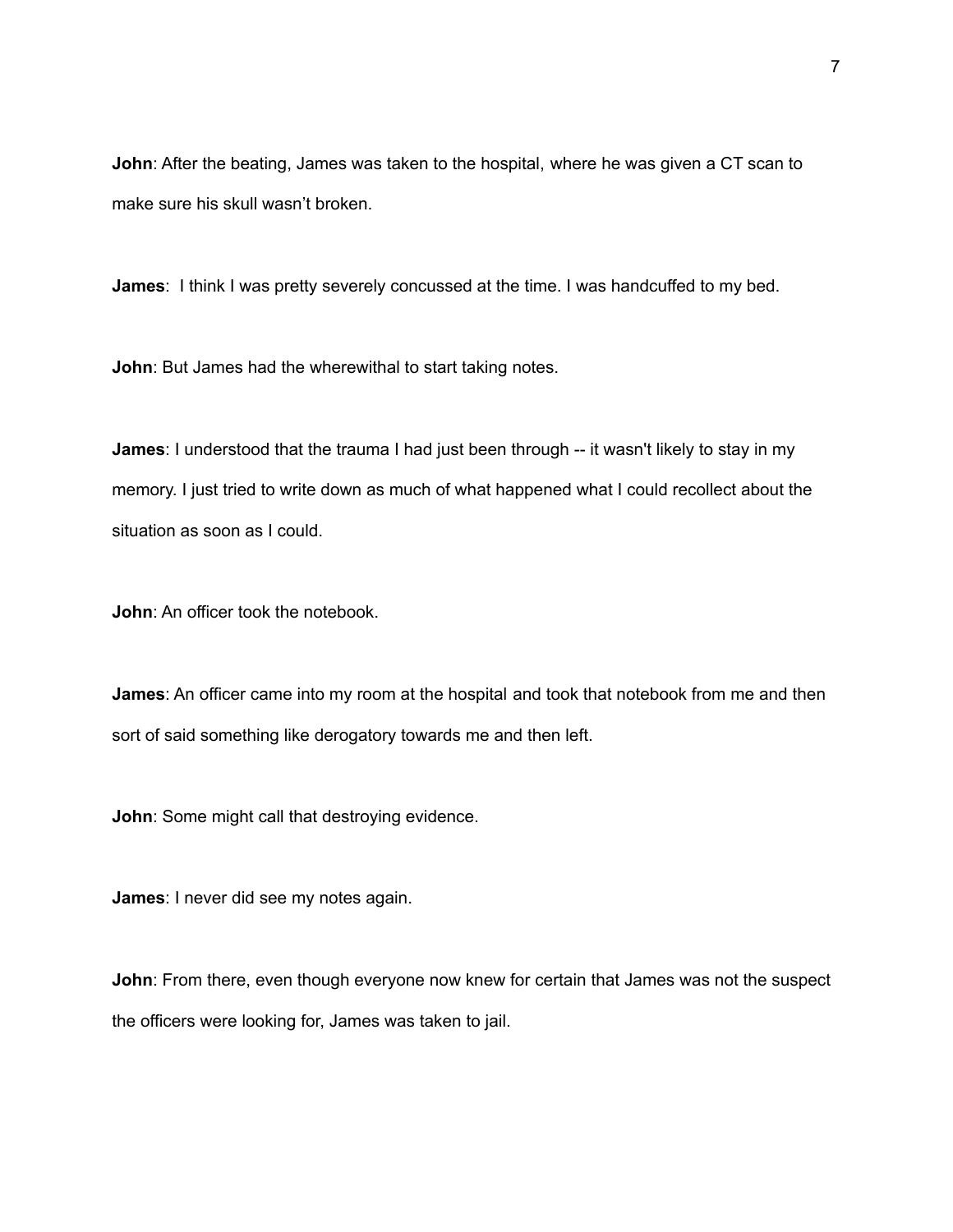**John**: After the beating, James was taken to the hospital, where he was given a CT scan to make sure his skull wasn't broken.

**James**: I think I was pretty severely concussed at the time. I was handcuffed to my bed.

**John**: But James had the wherewithal to start taking notes.

**James**: I understood that the trauma I had just been through -- it wasn't likely to stay in my memory. I just tried to write down as much of what happened what I could recollect about the situation as soon as I could.

**John**: An officer took the notebook.

**James**: An officer came into my room at the hospital and took that notebook from me and then sort of said something like derogatory towards me and then left.

**John**: Some might call that destroying evidence.

**James**: I never did see my notes again.

**John**: From there, even though everyone now knew for certain that James was not the suspect the officers were looking for, James was taken to jail.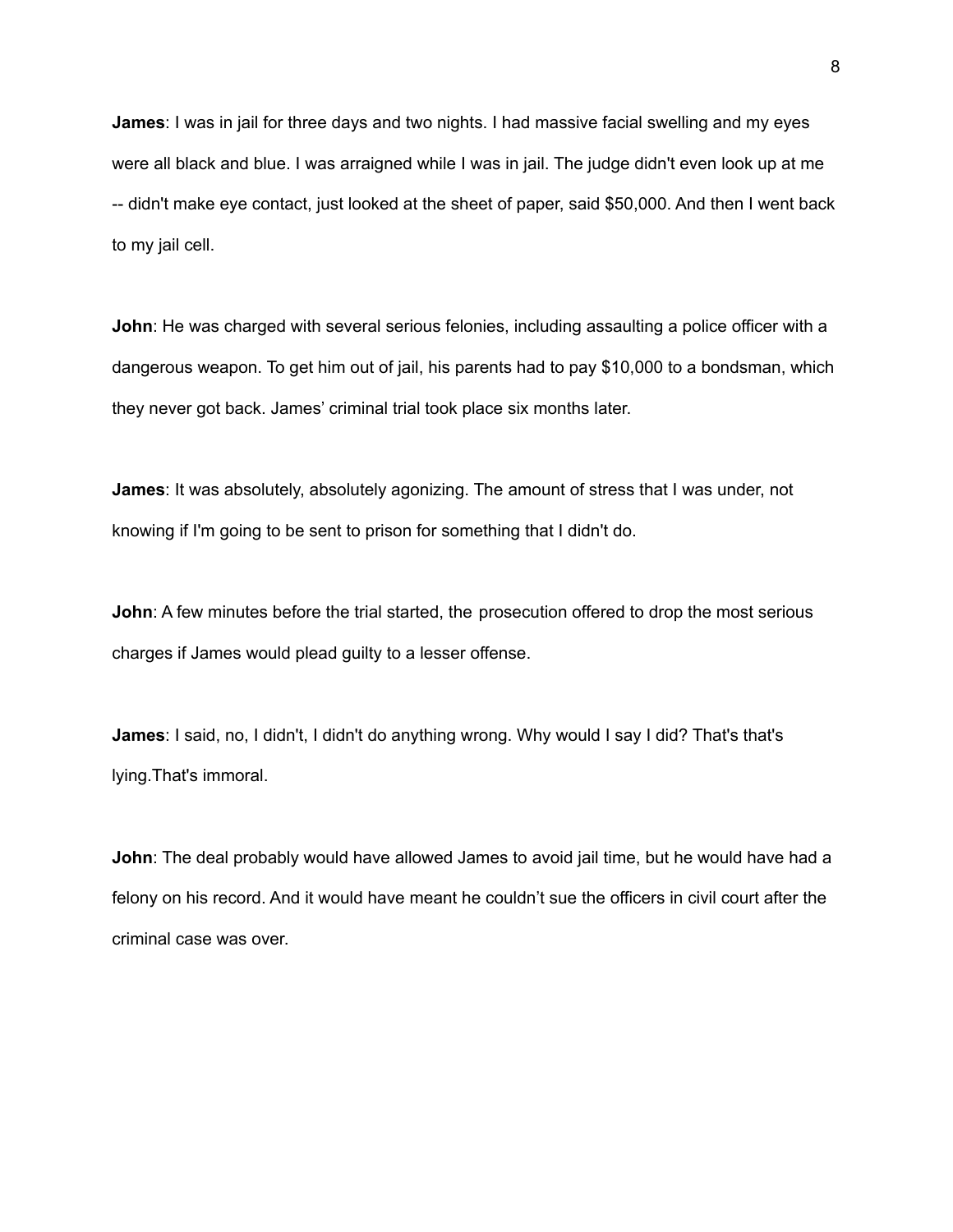**James**: I was in jail for three days and two nights. I had massive facial swelling and my eyes were all black and blue. I was arraigned while I was in jail. The judge didn't even look up at me -- didn't make eye contact, just looked at the sheet of paper, said $50,000. And then I went back to my jail cell.

**John**: He was charged with several serious felonies, including assaulting a police officer with a dangerous weapon. To get him out of jail, his parents had to pay $10,000 to a bondsman, which they never got back. James' criminal trial took place six months later.

**James**: It was absolutely, absolutely agonizing. The amount of stress that I was under, not knowing if I'm going to be sent to prison for something that I didn't do.

**John**: A few minutes before the trial started, the prosecution offered to drop the most serious charges if James would plead guilty to a lesser offense.

**James**: I said, no, I didn't, I didn't do anything wrong. Why would I say I did? That's that's lying.That's immoral.

**John**: The deal probably would have allowed James to avoid jail time, but he would have had a felony on his record. And it would have meant he couldn't sue the officers in civil court after the criminal case was over.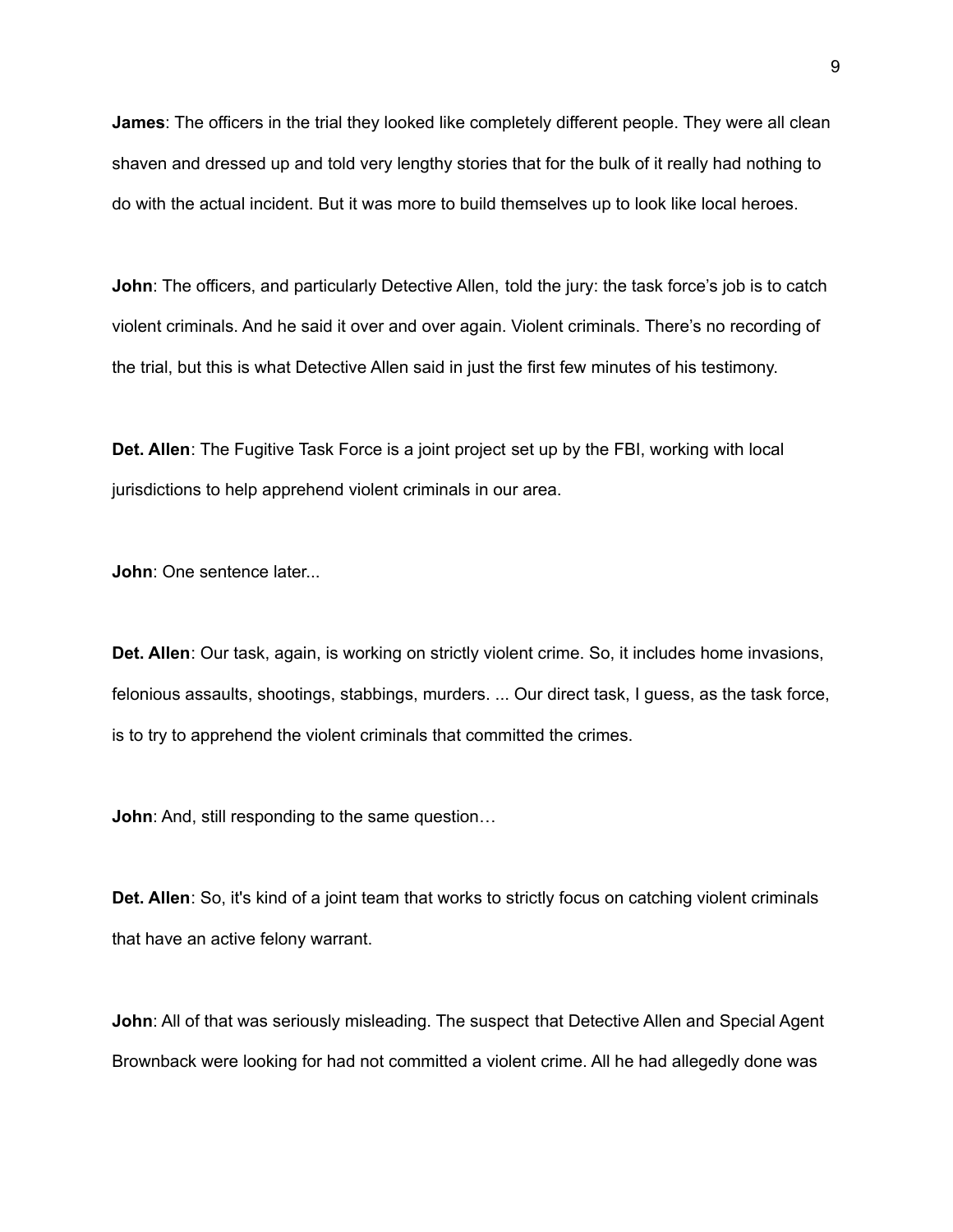**James**: The officers in the trial they looked like completely different people. They were all clean shaven and dressed up and told very lengthy stories that for the bulk of it really had nothing to do with the actual incident. But it was more to build themselves up to look like local heroes.

**John**: The officers, and particularly Detective Allen, told the jury: the task force's job is to catch violent criminals. And he said it over and over again. Violent criminals. There's no recording of the trial, but this is what Detective Allen said in just the first few minutes of his testimony.

**Det. Allen**: The Fugitive Task Force is a joint project set up by the FBI, working with local jurisdictions to help apprehend violent criminals in our area.

**John**: One sentence later...

**Det. Allen**: Our task, again, is working on strictly violent crime. So, it includes home invasions, felonious assaults, shootings, stabbings, murders. ... Our direct task, I guess, as the task force, is to try to apprehend the violent criminals that committed the crimes.

**John**: And, still responding to the same question…

**Det. Allen**: So, it's kind of a joint team that works to strictly focus on catching violent criminals that have an active felony warrant.

**John**: All of that was seriously misleading. The suspect that Detective Allen and Special Agent Brownback were looking for had not committed a violent crime. All he had allegedly done was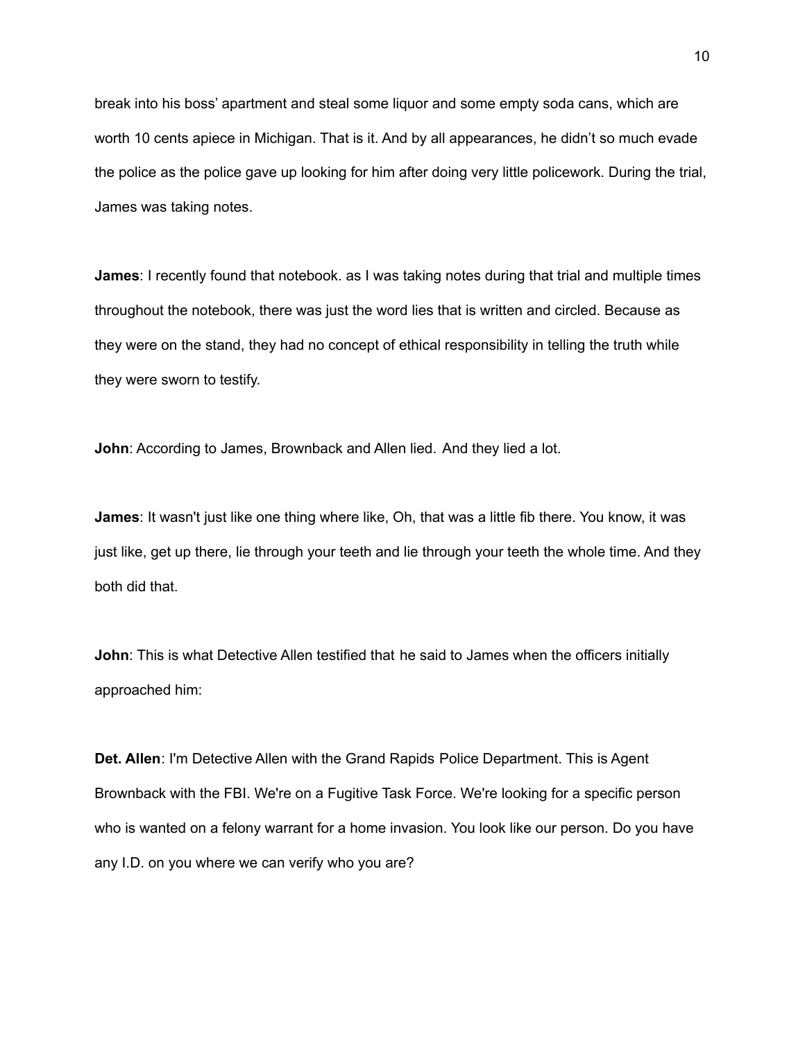break into his boss' apartment and steal some liquor and some empty soda cans, which are worth 10 cents apiece in Michigan. That is it. And by all appearances, he didn't so much evade the police as the police gave up looking for him after doing very little policework. During the trial, James was taking notes.

**James**: I recently found that notebook. as I was taking notes during that trial and multiple times throughout the notebook, there was just the word lies that is written and circled. Because as they were on the stand, they had no concept of ethical responsibility in telling the truth while they were sworn to testify.

**John**: According to James, Brownback and Allen lied. And they lied a lot.

**James**: It wasn't just like one thing where like, Oh, that was a little fib there. You know, it was just like, get up there, lie through your teeth and lie through your teeth the whole time. And they both did that.

**John**: This is what Detective Allen testified that he said to James when the officers initially approached him:

**Det. Allen**: I'm Detective Allen with the Grand Rapids Police Department. This is Agent Brownback with the FBI. We're on a Fugitive Task Force. We're looking for a specific person who is wanted on a felony warrant for a home invasion. You look like our person. Do you have any I.D. on you where we can verify who you are?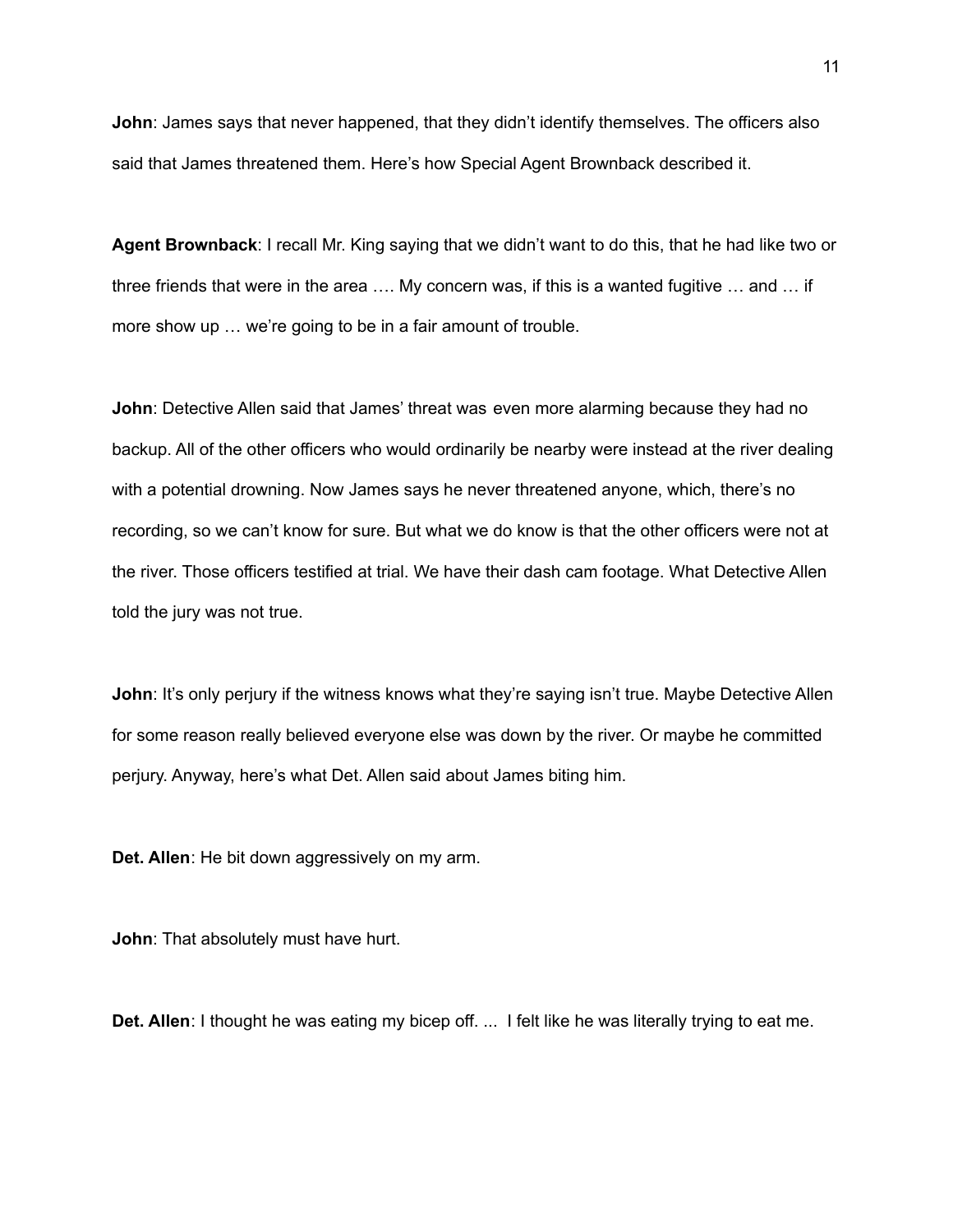**John**: James says that never happened, that they didn't identify themselves. The officers also said that James threatened them. Here's how Special Agent Brownback described it.

**Agent Brownback**: I recall Mr. King saying that we didn't want to do this, that he had like two or three friends that were in the area …. My concern was, if this is a wanted fugitive … and … if more show up … we're going to be in a fair amount of trouble.

**John**: Detective Allen said that James' threat was even more alarming because they had no backup. All of the other officers who would ordinarily be nearby were instead at the river dealing with a potential drowning. Now James says he never threatened anyone, which, there's no recording, so we can't know for sure. But what we do know is that the other officers were not at the river. Those officers testified at trial. We have their dash cam footage. What Detective Allen told the jury was not true.

**John**: It's only perjury if the witness knows what they're saying isn't true. Maybe Detective Allen for some reason really believed everyone else was down by the river. Or maybe he committed perjury. Anyway, here's what Det. Allen said about James biting him.

**Det. Allen**: He bit down aggressively on my arm.

**John**: That absolutely must have hurt.

**Det. Allen**: I thought he was eating my bicep off. ... I felt like he was literally trying to eat me.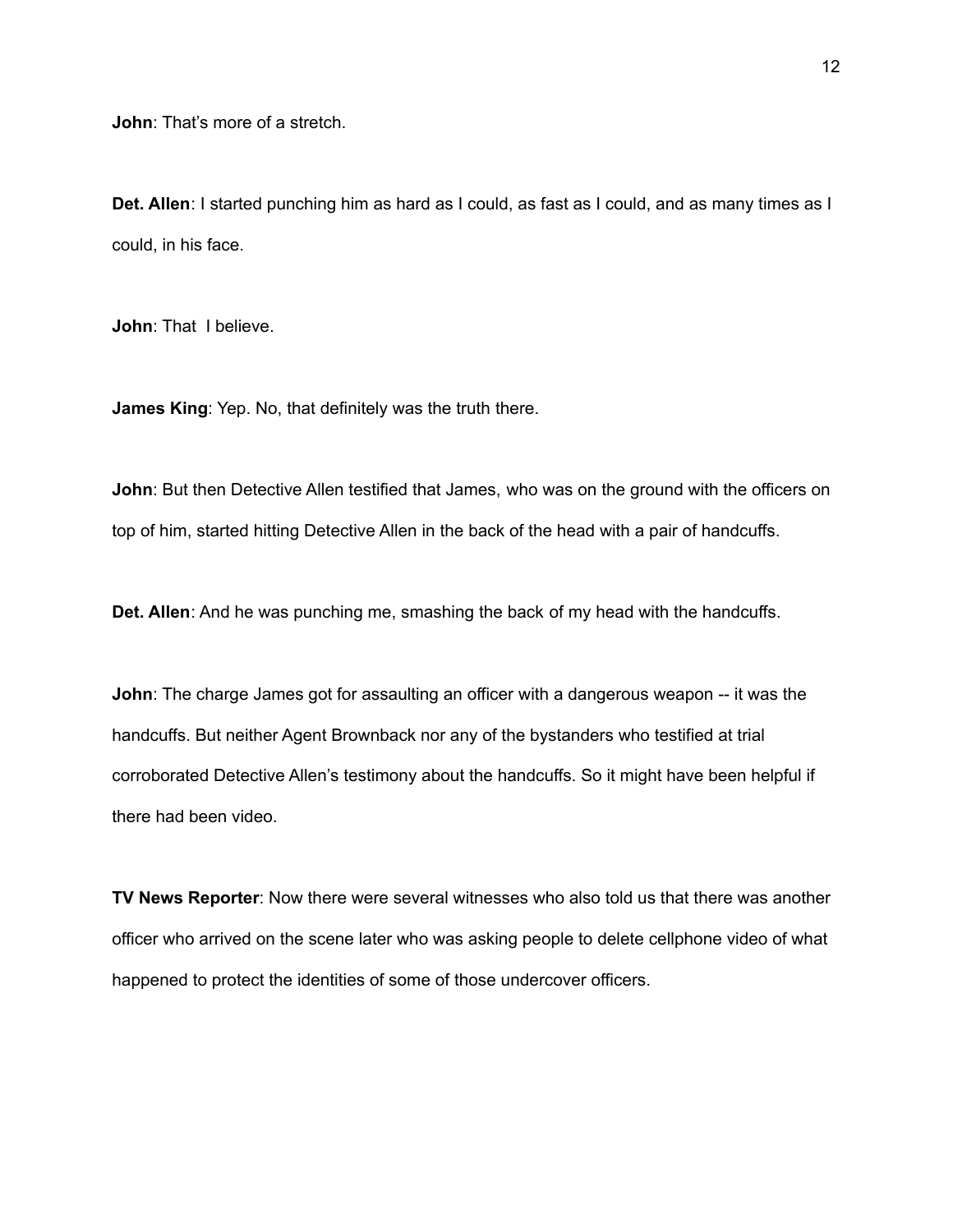**John**: That’s more of a stretch.

**Det. Allen**: I started punching him as hard as I could, as fast as I could, and as many times as I could, in his face.

**John**: That  I believe.

**James King**: Yep. No, that definitely was the truth there.

**John**: But then Detective Allen testified that James, who was on the ground with the officers on top of him, started hitting Detective Allen in the back of the head with a pair of handcuffs.

**Det. Allen**: And he was punching me, smashing the back of my head with the handcuffs.

**John**: The charge James got for assaulting an officer with a dangerous weapon -- it was the handcuffs. But neither Agent Brownback nor any of the bystanders who testified at trial corroborated Detective Allen’s testimony about the handcuffs. So it might have been helpful if there had been video.

**TV News Reporter**: Now there were several witnesses who also told us that there was another officer who arrived on the scene later who was asking people to delete cellphone video of what happened to protect the identities of some of those undercover officers.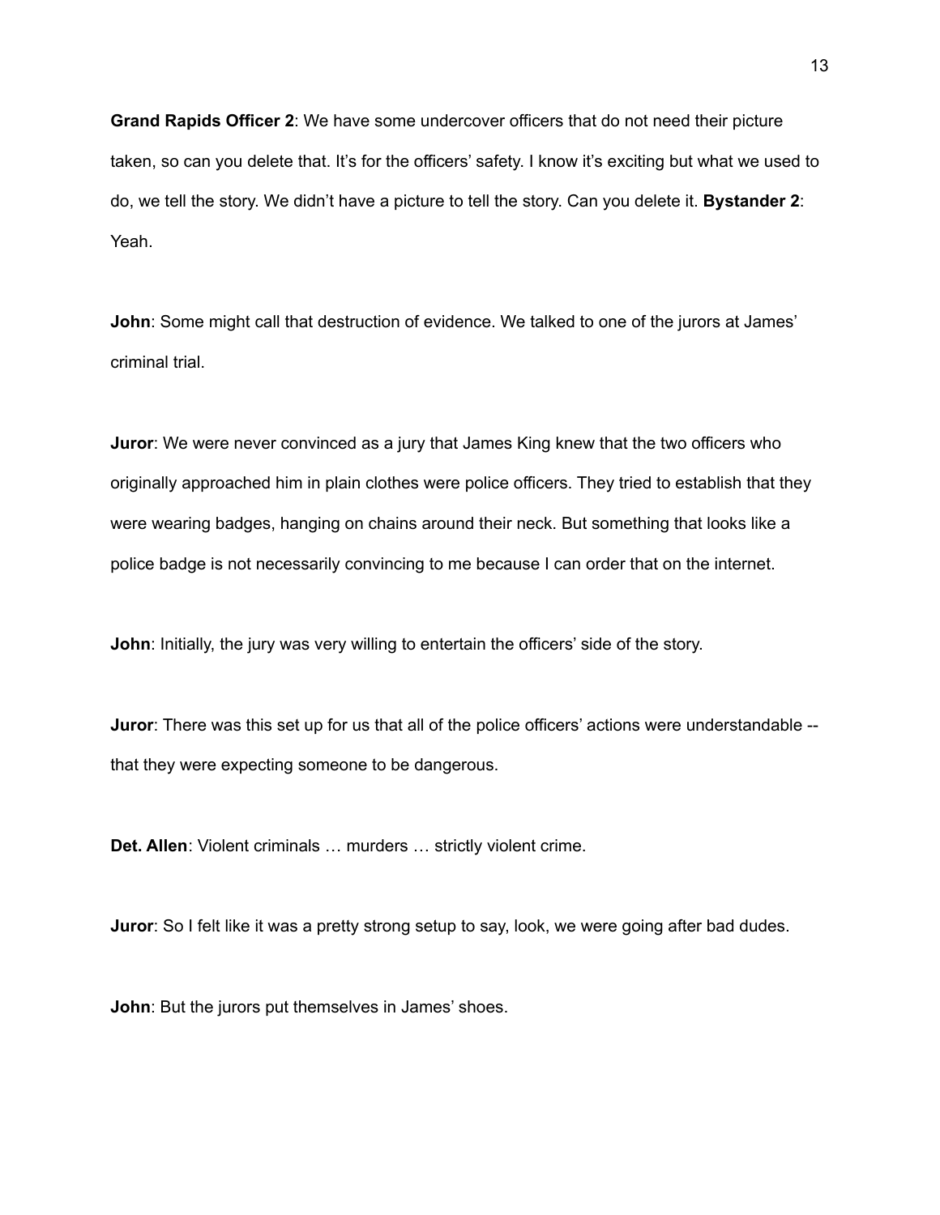**Grand Rapids Officer 2**: We have some undercover officers that do not need their picture taken, so can you delete that. It's for the officers' safety. I know it's exciting but what we used to do, we tell the story. We didn't have a picture to tell the story. Can you delete it. **Bystander 2**: Yeah.

**John**: Some might call that destruction of evidence. We talked to one of the jurors at James' criminal trial.

**Juror**: We were never convinced as a jury that James King knew that the two officers who originally approached him in plain clothes were police officers. They tried to establish that they were wearing badges, hanging on chains around their neck. But something that looks like a police badge is not necessarily convincing to me because I can order that on the internet.

**John**: Initially, the jury was very willing to entertain the officers' side of the story.

**Juror**: There was this set up for us that all of the police officers' actions were understandable -- that they were expecting someone to be dangerous.

**Det. Allen**: Violent criminals … murders … strictly violent crime.

**Juror**: So I felt like it was a pretty strong setup to say, look, we were going after bad dudes.

**John**: But the jurors put themselves in James' shoes.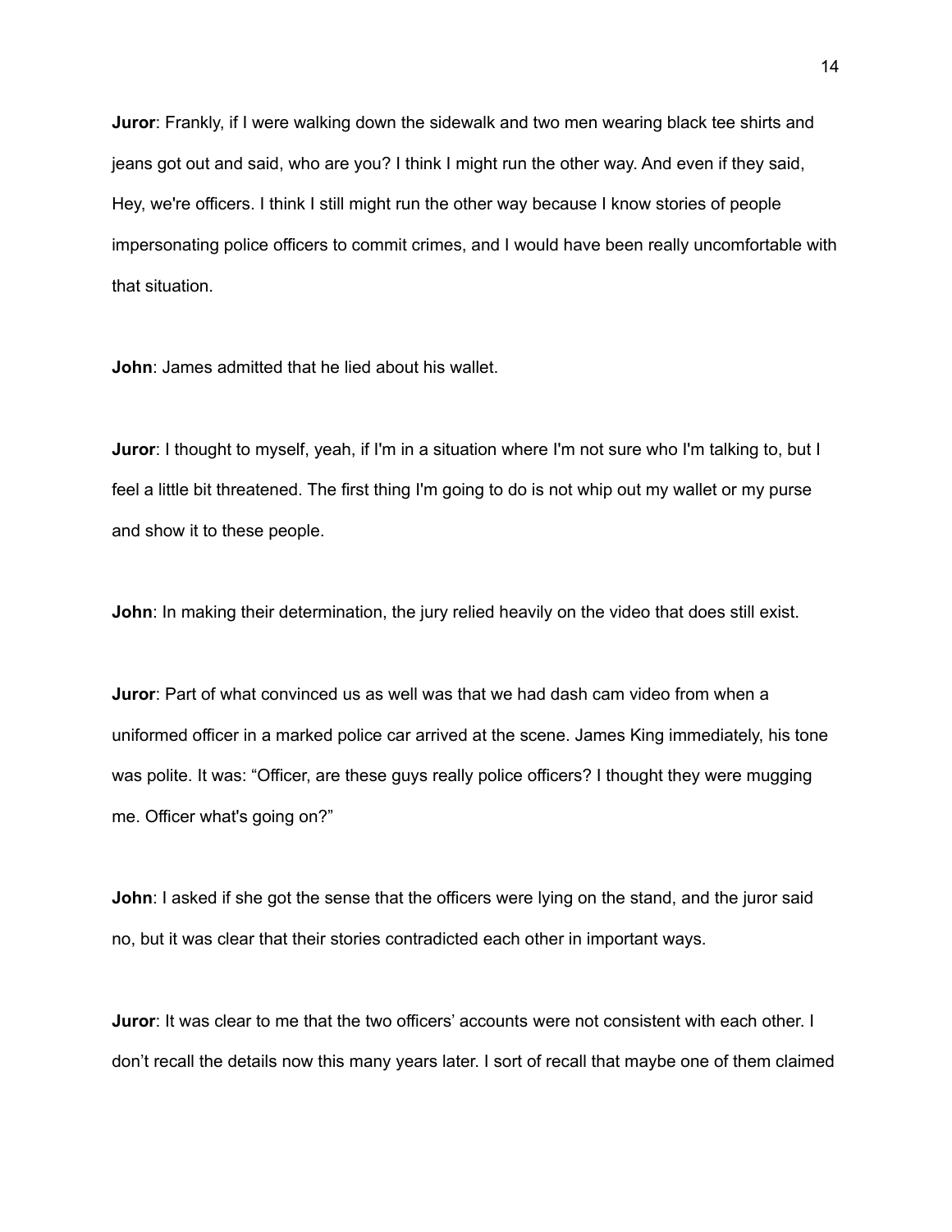**Juror**: Frankly, if I were walking down the sidewalk and two men wearing black tee shirts and jeans got out and said, who are you? I think I might run the other way. And even if they said, Hey, we're officers. I think I still might run the other way because I know stories of people impersonating police officers to commit crimes, and I would have been really uncomfortable with that situation.

**John**: James admitted that he lied about his wallet.

**Juror**: I thought to myself, yeah, if I'm in a situation where I'm not sure who I'm talking to, but I feel a little bit threatened. The first thing I'm going to do is not whip out my wallet or my purse and show it to these people.

**John**: In making their determination, the jury relied heavily on the video that does still exist.

**Juror**: Part of what convinced us as well was that we had dash cam video from when a uniformed officer in a marked police car arrived at the scene. James King immediately, his tone was polite. It was: "Officer, are these guys really police officers? I thought they were mugging me. Officer what's going on?"

**John**: I asked if she got the sense that the officers were lying on the stand, and the juror said no, but it was clear that their stories contradicted each other in important ways.

**Juror**: It was clear to me that the two officers' accounts were not consistent with each other. I don't recall the details now this many years later. I sort of recall that maybe one of them claimed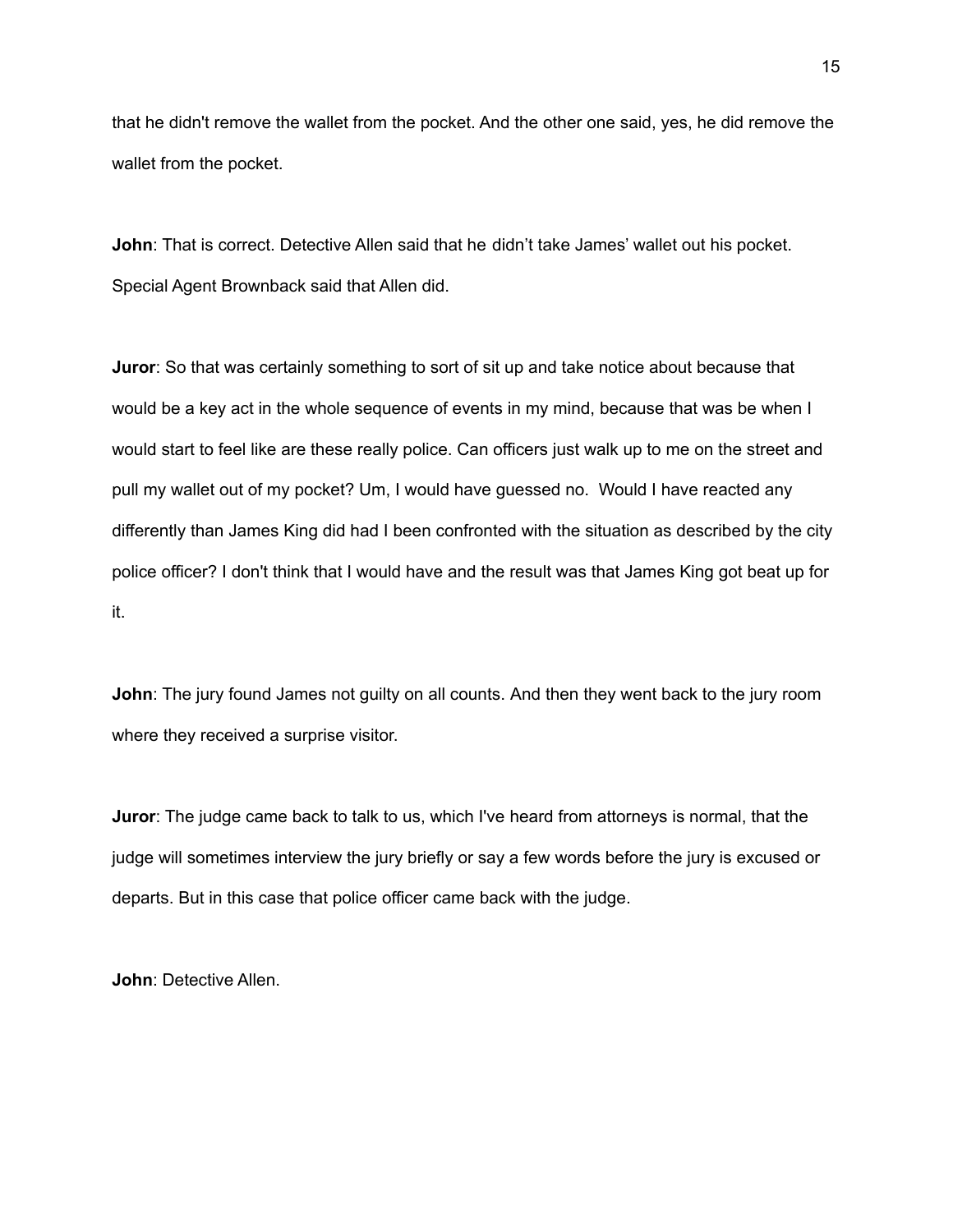that he didn't remove the wallet from the pocket. And the other one said, yes, he did remove the wallet from the pocket.

**John**: That is correct. Detective Allen said that he didn't take James' wallet out his pocket. Special Agent Brownback said that Allen did.

**Juror**: So that was certainly something to sort of sit up and take notice about because that would be a key act in the whole sequence of events in my mind, because that was be when I would start to feel like are these really police. Can officers just walk up to me on the street and pull my wallet out of my pocket? Um, I would have guessed no. Would I have reacted any differently than James King did had I been confronted with the situation as described by the city police officer? I don't think that I would have and the result was that James King got beat up for it.

**John**: The jury found James not guilty on all counts. And then they went back to the jury room where they received a surprise visitor.

**Juror**: The judge came back to talk to us, which I've heard from attorneys is normal, that the judge will sometimes interview the jury briefly or say a few words before the jury is excused or departs. But in this case that police officer came back with the judge.

**John**: Detective Allen.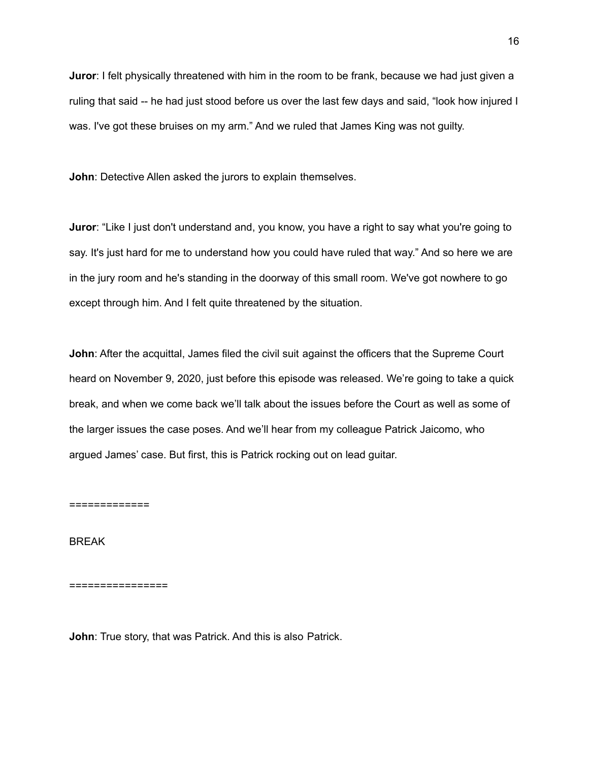**Juror**: I felt physically threatened with him in the room to be frank, because we had just given a ruling that said -- he had just stood before us over the last few days and said, “look how injured I was. I've got these bruises on my arm.” And we ruled that James King was not guilty.

**John**: Detective Allen asked the jurors to explain themselves.

**Juror**: “Like I just don't understand and, you know, you have a right to say what you're going to say. It's just hard for me to understand how you could have ruled that way.” And so here we are in the jury room and he's standing in the doorway of this small room. We've got nowhere to go except through him. And I felt quite threatened by the situation.

**John**: After the acquittal, James filed the civil suit against the officers that the Supreme Court heard on November 9, 2020, just before this episode was released. We’re going to take a quick break, and when we come back we’ll talk about the issues before the Court as well as some of the larger issues the case poses. And we’ll hear from my colleague Patrick Jaicomo, who argued James’ case. But first, this is Patrick rocking out on lead guitar.

=============

BREAK

================

**John**: True story, that was Patrick. And this is also Patrick.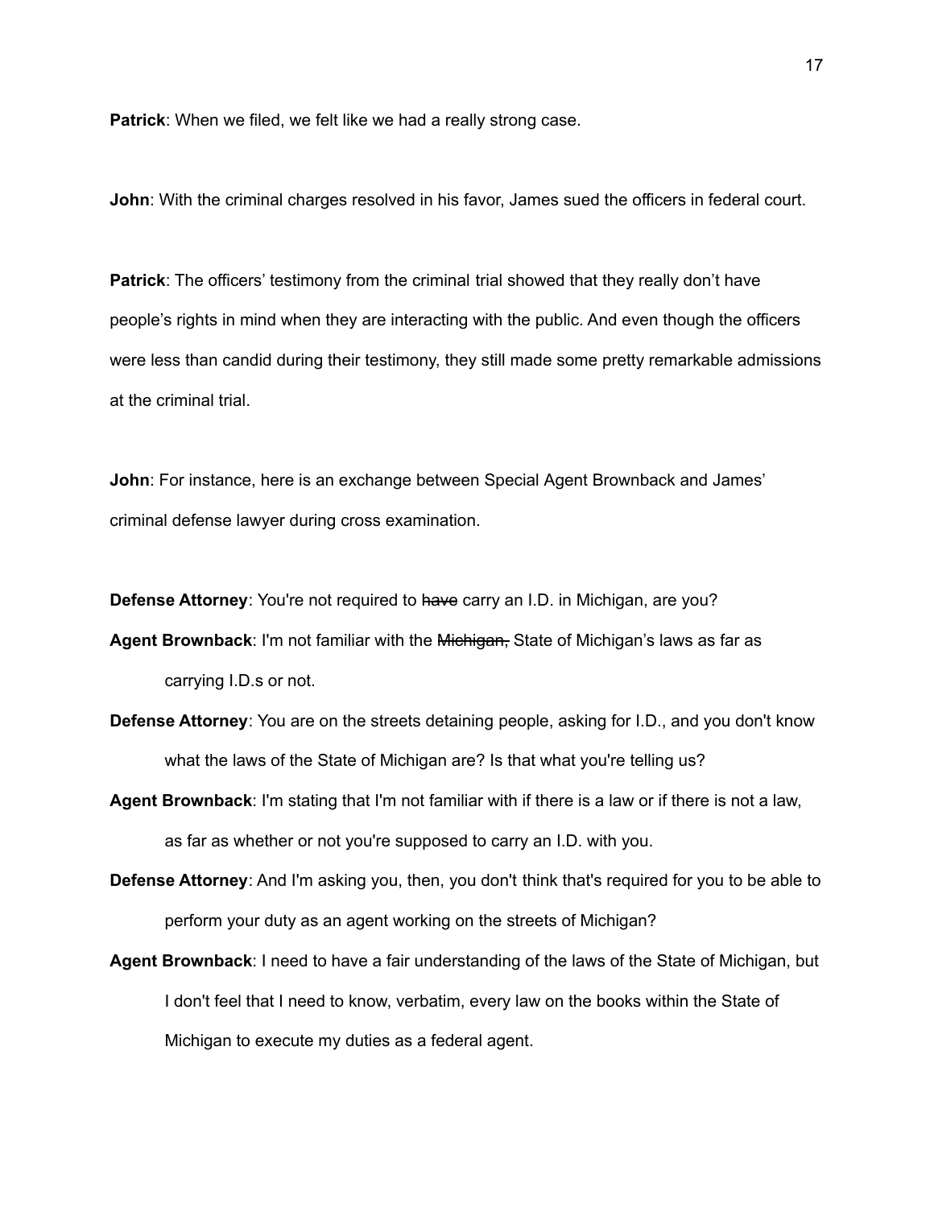**Patrick**: When we filed, we felt like we had a really strong case.

**John**: With the criminal charges resolved in his favor, James sued the officers in federal court.

**Patrick**: The officers' testimony from the criminal trial showed that they really don't have people's rights in mind when they are interacting with the public. And even though the officers were less than candid during their testimony, they still made some pretty remarkable admissions at the criminal trial.

**John**: For instance, here is an exchange between Special Agent Brownback and James' criminal defense lawyer during cross examination.

**Defense Attorney**: You're not required to ~~have~~ carry an I.D. in Michigan, are you?

**Agent Brownback**: I'm not familiar with the ~~Michigan,~~ State of Michigan's laws as far as carrying I.D.s or not.

**Defense Attorney**: You are on the streets detaining people, asking for I.D., and you don't know what the laws of the State of Michigan are? Is that what you're telling us?

**Agent Brownback**: I'm stating that I'm not familiar with if there is a law or if there is not a law, as far as whether or not you're supposed to carry an I.D. with you.

**Defense Attorney**: And I'm asking you, then, you don't think that's required for you to be able to perform your duty as an agent working on the streets of Michigan?

**Agent Brownback**: I need to have a fair understanding of the laws of the State of Michigan, but I don't feel that I need to know, verbatim, every law on the books within the State of Michigan to execute my duties as a federal agent.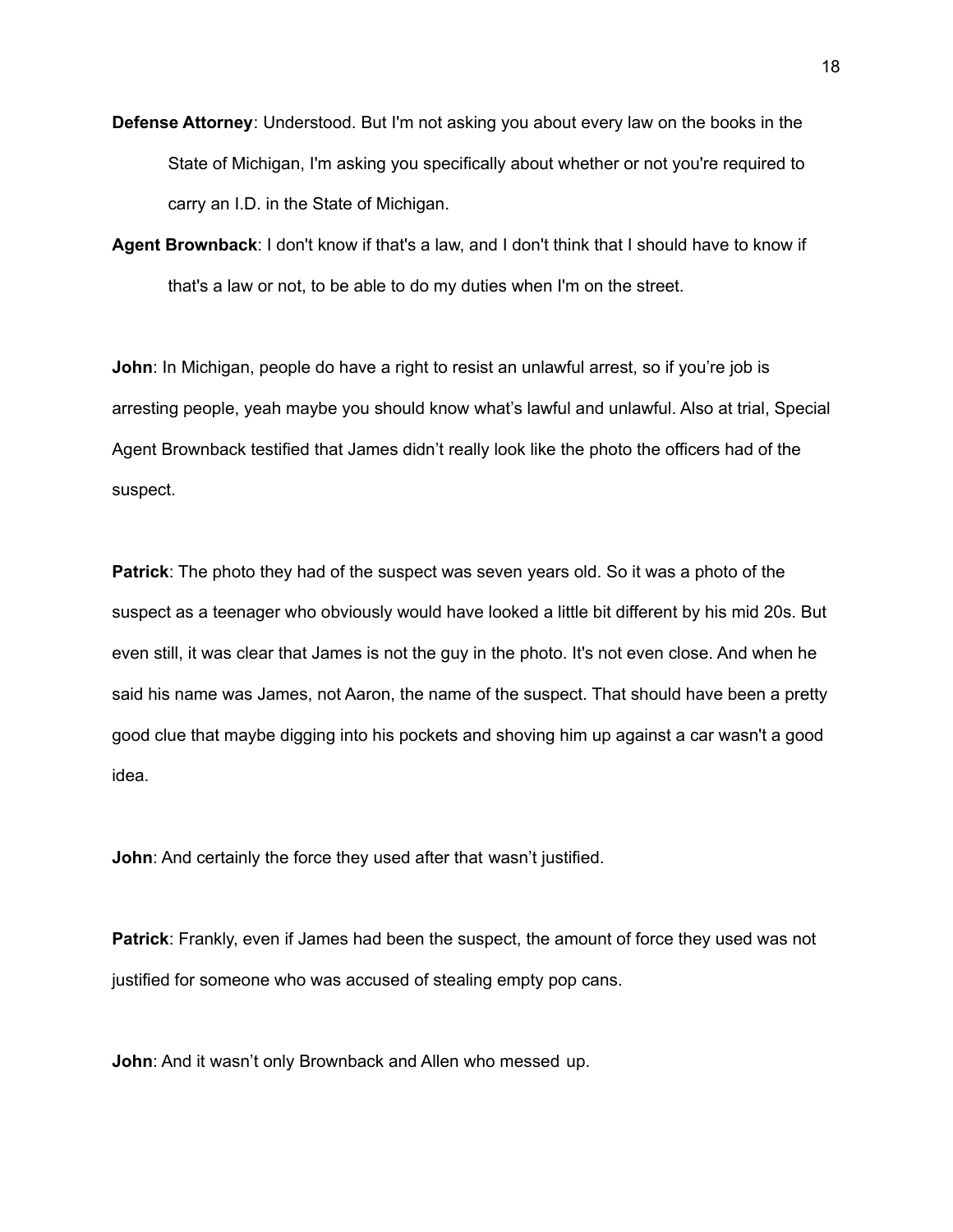**Defense Attorney**: Understood. But I'm not asking you about every law on the books in the State of Michigan, I'm asking you specifically about whether or not you're required to carry an I.D. in the State of Michigan.

**Agent Brownback**: I don't know if that's a law, and I don't think that I should have to know if that's a law or not, to be able to do my duties when I'm on the street.

**John**: In Michigan, people do have a right to resist an unlawful arrest, so if you're job is arresting people, yeah maybe you should know what's lawful and unlawful. Also at trial, Special Agent Brownback testified that James didn't really look like the photo the officers had of the suspect.

**Patrick**: The photo they had of the suspect was seven years old. So it was a photo of the suspect as a teenager who obviously would have looked a little bit different by his mid 20s. But even still, it was clear that James is not the guy in the photo. It's not even close. And when he said his name was James, not Aaron, the name of the suspect. That should have been a pretty good clue that maybe digging into his pockets and shoving him up against a car wasn't a good idea.

**John**: And certainly the force they used after that wasn't justified.

**Patrick**: Frankly, even if James had been the suspect, the amount of force they used was not justified for someone who was accused of stealing empty pop cans.

**John**: And it wasn't only Brownback and Allen who messed up.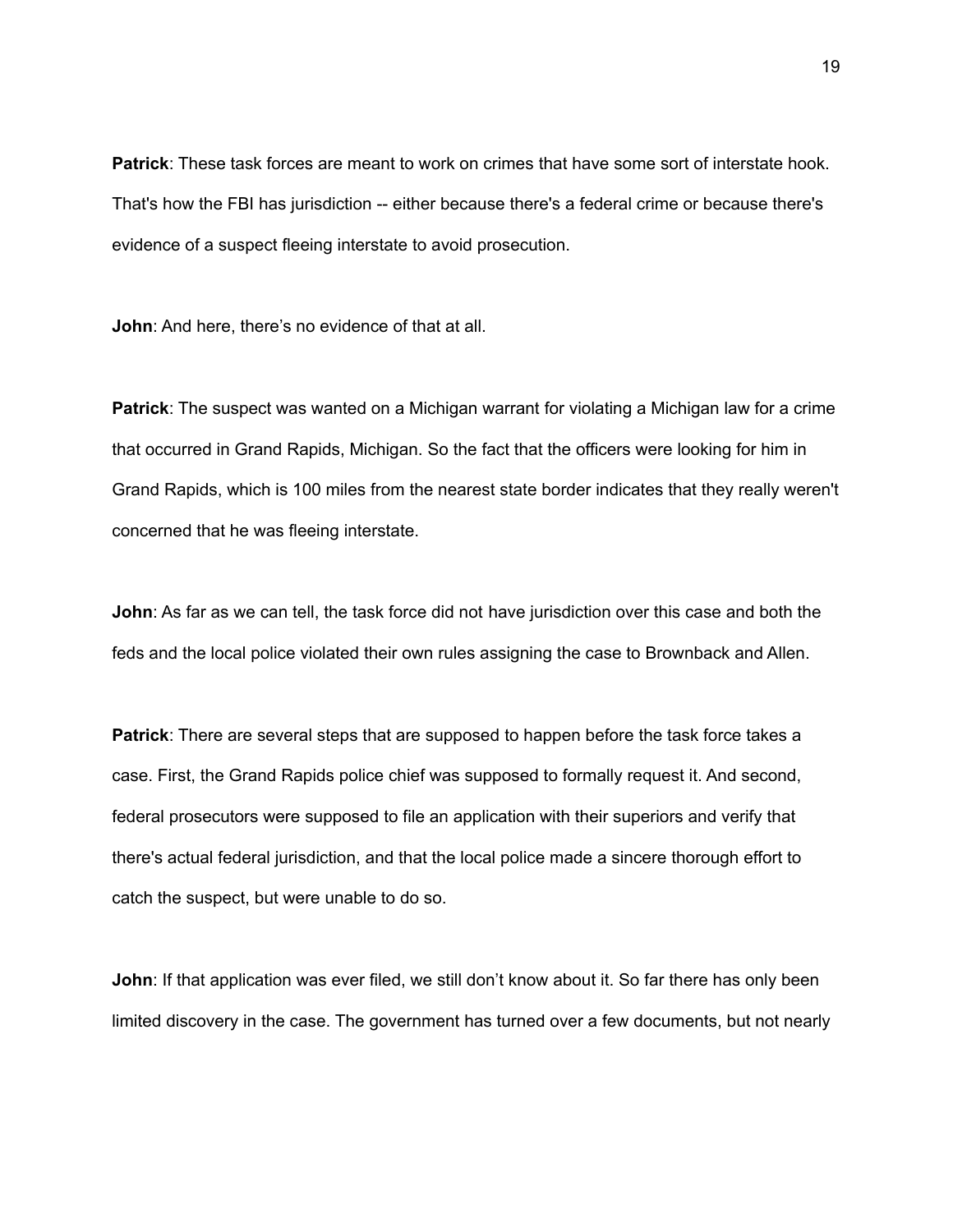**Patrick**: These task forces are meant to work on crimes that have some sort of interstate hook. That's how the FBI has jurisdiction -- either because there's a federal crime or because there's evidence of a suspect fleeing interstate to avoid prosecution.

**John**: And here, there's no evidence of that at all.

**Patrick**: The suspect was wanted on a Michigan warrant for violating a Michigan law for a crime that occurred in Grand Rapids, Michigan. So the fact that the officers were looking for him in Grand Rapids, which is 100 miles from the nearest state border indicates that they really weren't concerned that he was fleeing interstate.

**John**: As far as we can tell, the task force did not have jurisdiction over this case and both the feds and the local police violated their own rules assigning the case to Brownback and Allen.

**Patrick**: There are several steps that are supposed to happen before the task force takes a case. First, the Grand Rapids police chief was supposed to formally request it. And second, federal prosecutors were supposed to file an application with their superiors and verify that there's actual federal jurisdiction, and that the local police made a sincere thorough effort to catch the suspect, but were unable to do so.

**John**: If that application was ever filed, we still don't know about it. So far there has only been limited discovery in the case. The government has turned over a few documents, but not nearly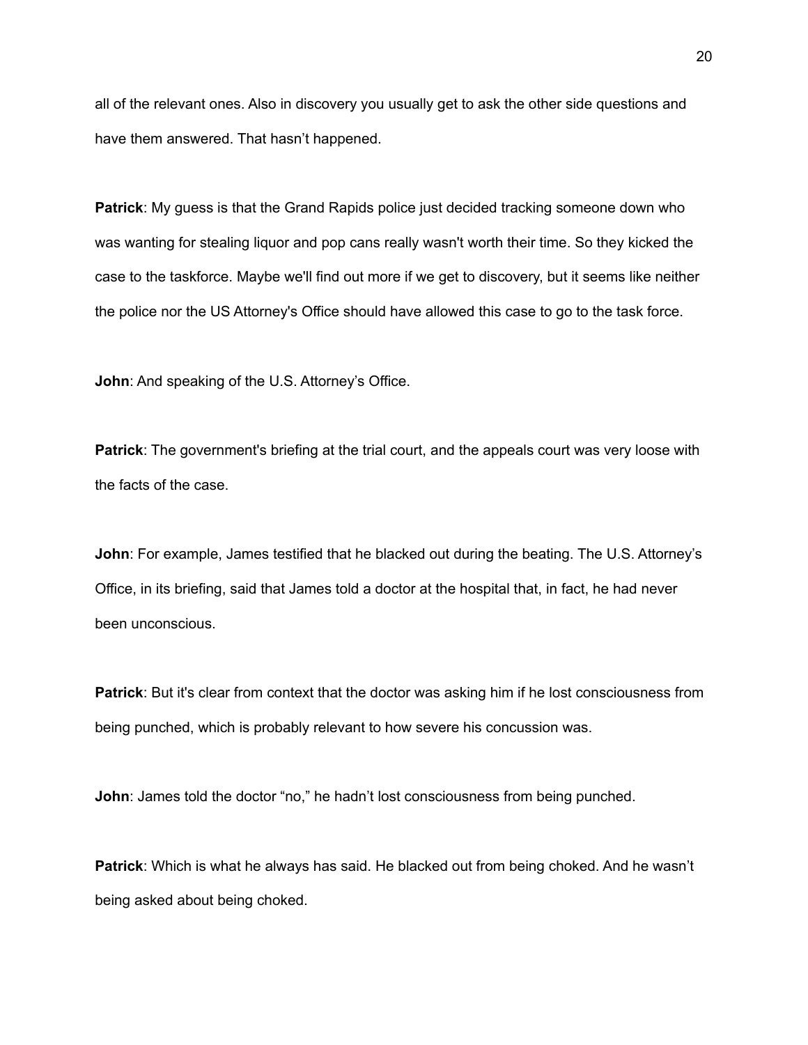all of the relevant ones. Also in discovery you usually get to ask the other side questions and have them answered. That hasn't happened.

**Patrick**: My guess is that the Grand Rapids police just decided tracking someone down who was wanting for stealing liquor and pop cans really wasn't worth their time. So they kicked the case to the taskforce. Maybe we'll find out more if we get to discovery, but it seems like neither the police nor the US Attorney's Office should have allowed this case to go to the task force.

**John**: And speaking of the U.S. Attorney's Office.

**Patrick**: The government's briefing at the trial court, and the appeals court was very loose with the facts of the case.

**John**: For example, James testified that he blacked out during the beating. The U.S. Attorney's Office, in its briefing, said that James told a doctor at the hospital that, in fact, he had never been unconscious.

**Patrick**: But it's clear from context that the doctor was asking him if he lost consciousness from being punched, which is probably relevant to how severe his concussion was.

**John**: James told the doctor "no," he hadn't lost consciousness from being punched.

**Patrick**: Which is what he always has said. He blacked out from being choked. And he wasn't being asked about being choked.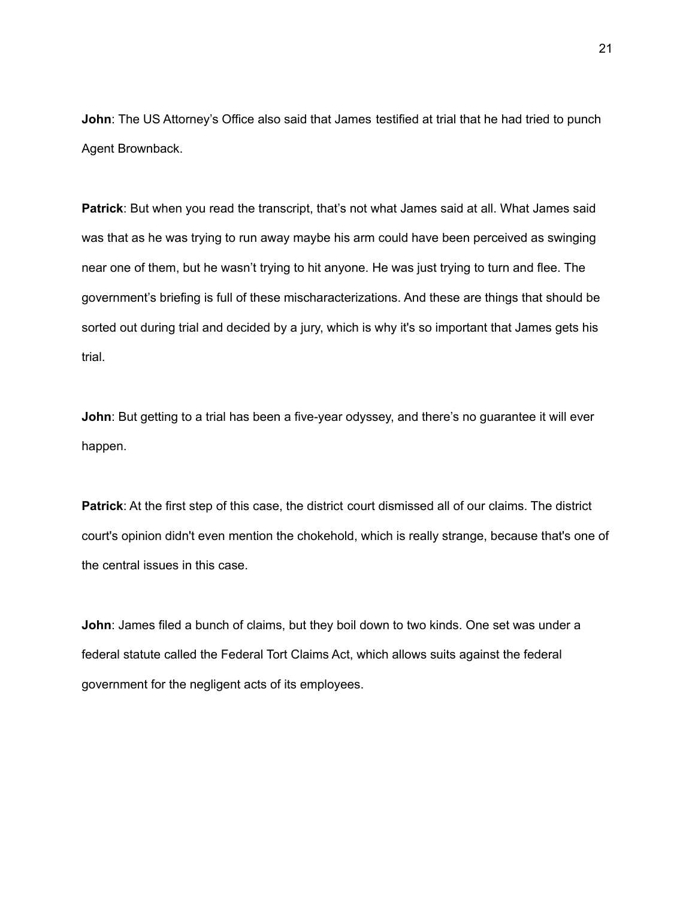**John**: The US Attorney's Office also said that James testified at trial that he had tried to punch Agent Brownback.

**Patrick**: But when you read the transcript, that's not what James said at all. What James said was that as he was trying to run away maybe his arm could have been perceived as swinging near one of them, but he wasn't trying to hit anyone. He was just trying to turn and flee. The government's briefing is full of these mischaracterizations. And these are things that should be sorted out during trial and decided by a jury, which is why it's so important that James gets his trial.

**John**: But getting to a trial has been a five-year odyssey, and there's no guarantee it will ever happen.

**Patrick**: At the first step of this case, the district court dismissed all of our claims. The district court's opinion didn't even mention the chokehold, which is really strange, because that's one of the central issues in this case.

**John**: James filed a bunch of claims, but they boil down to two kinds. One set was under a federal statute called the Federal Tort Claims Act, which allows suits against the federal government for the negligent acts of its employees.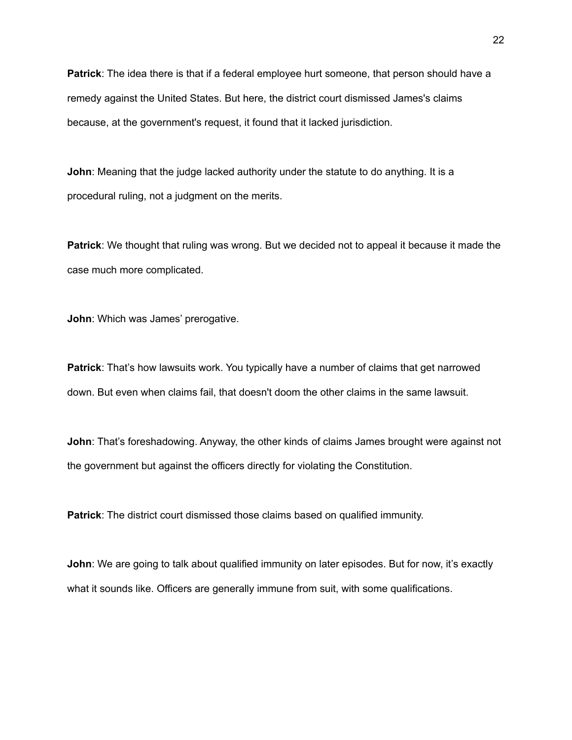**Patrick**: The idea there is that if a federal employee hurt someone, that person should have a remedy against the United States. But here, the district court dismissed James's claims because, at the government's request, it found that it lacked jurisdiction.

**John**: Meaning that the judge lacked authority under the statute to do anything. It is a procedural ruling, not a judgment on the merits.

**Patrick**: We thought that ruling was wrong. But we decided not to appeal it because it made the case much more complicated.

**John**: Which was James' prerogative.

**Patrick**: That's how lawsuits work. You typically have a number of claims that get narrowed down. But even when claims fail, that doesn't doom the other claims in the same lawsuit.

**John**: That's foreshadowing. Anyway, the other kinds of claims James brought were against not the government but against the officers directly for violating the Constitution.

**Patrick**: The district court dismissed those claims based on qualified immunity.

**John**: We are going to talk about qualified immunity on later episodes. But for now, it's exactly what it sounds like. Officers are generally immune from suit, with some qualifications.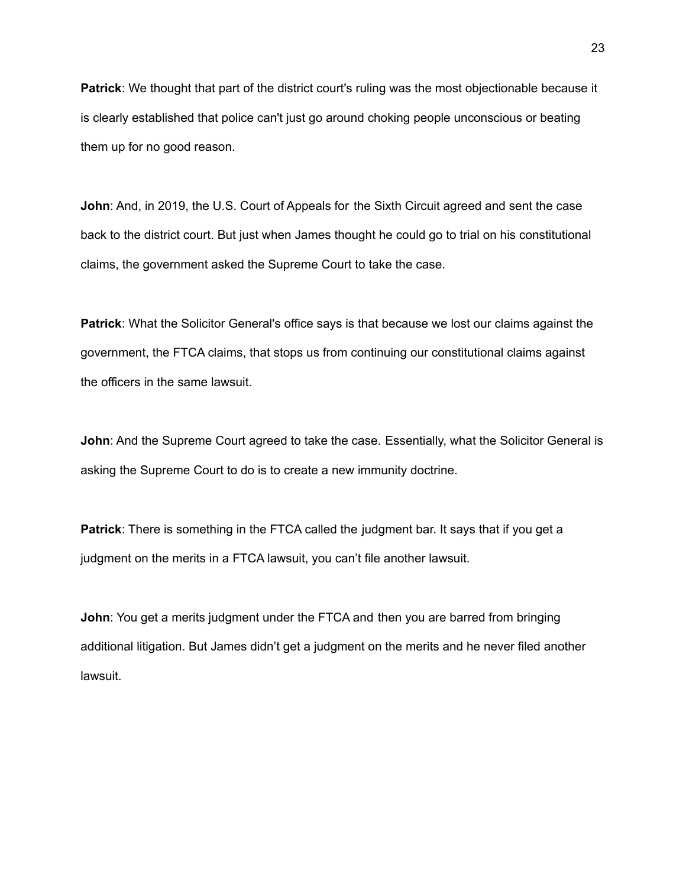**Patrick**: We thought that part of the district court's ruling was the most objectionable because it is clearly established that police can't just go around choking people unconscious or beating them up for no good reason.

**John**: And, in 2019, the U.S. Court of Appeals for the Sixth Circuit agreed and sent the case back to the district court. But just when James thought he could go to trial on his constitutional claims, the government asked the Supreme Court to take the case.

**Patrick**: What the Solicitor General's office says is that because we lost our claims against the government, the FTCA claims, that stops us from continuing our constitutional claims against the officers in the same lawsuit.

**John**: And the Supreme Court agreed to take the case. Essentially, what the Solicitor General is asking the Supreme Court to do is to create a new immunity doctrine.

**Patrick**: There is something in the FTCA called the judgment bar. It says that if you get a judgment on the merits in a FTCA lawsuit, you can't file another lawsuit.

**John**: You get a merits judgment under the FTCA and then you are barred from bringing additional litigation. But James didn't get a judgment on the merits and he never filed another lawsuit.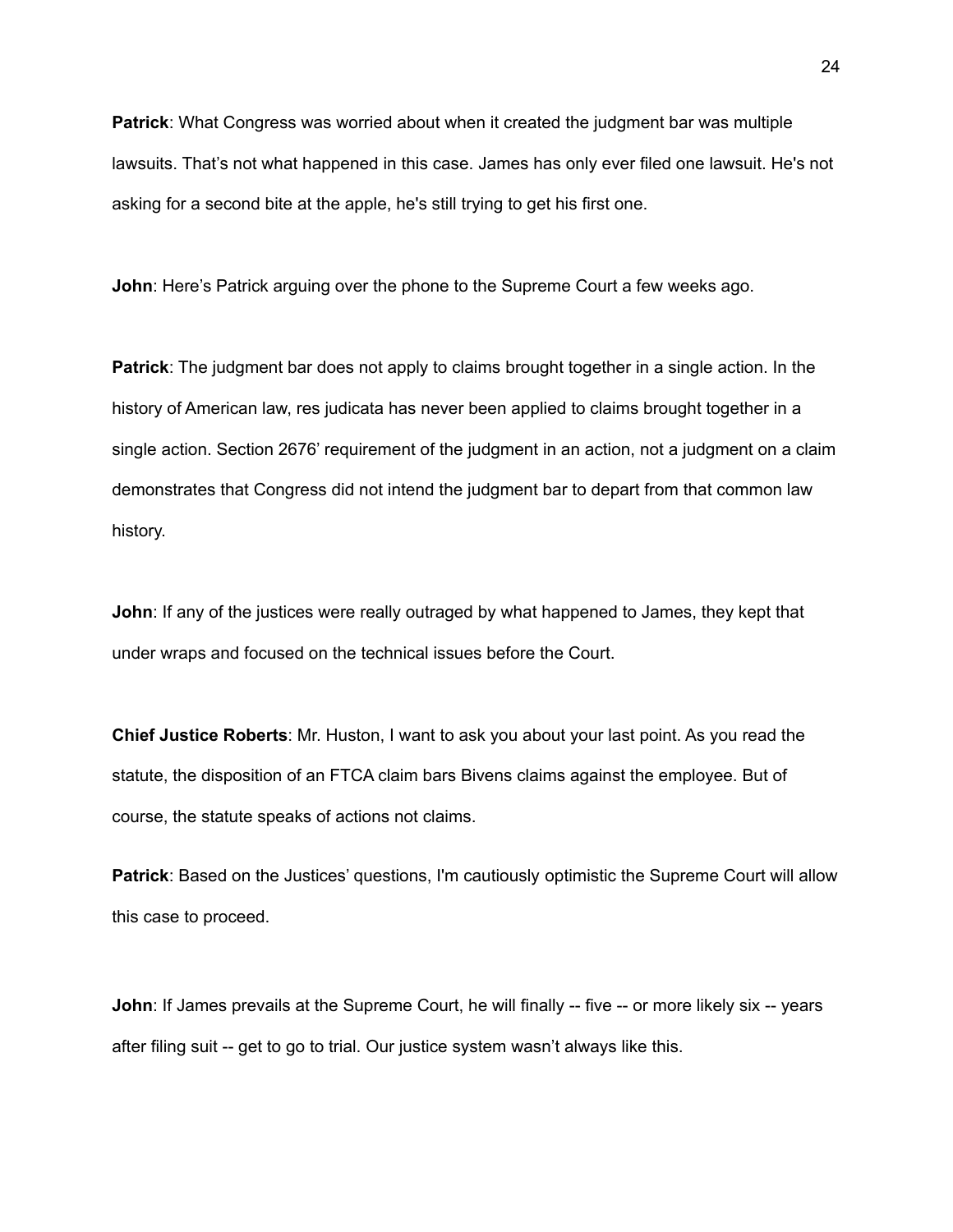**Patrick**: What Congress was worried about when it created the judgment bar was multiple lawsuits. That's not what happened in this case. James has only ever filed one lawsuit. He's not asking for a second bite at the apple, he's still trying to get his first one.

**John**: Here's Patrick arguing over the phone to the Supreme Court a few weeks ago.

**Patrick**: The judgment bar does not apply to claims brought together in a single action. In the history of American law, res judicata has never been applied to claims brought together in a single action. Section 2676' requirement of the judgment in an action, not a judgment on a claim demonstrates that Congress did not intend the judgment bar to depart from that common law history.

**John**: If any of the justices were really outraged by what happened to James, they kept that under wraps and focused on the technical issues before the Court.

**Chief Justice Roberts**: Mr. Huston, I want to ask you about your last point. As you read the statute, the disposition of an FTCA claim bars Bivens claims against the employee. But of course, the statute speaks of actions not claims.

**Patrick**: Based on the Justices' questions, I'm cautiously optimistic the Supreme Court will allow this case to proceed.

**John**: If James prevails at the Supreme Court, he will finally -- five -- or more likely six -- years after filing suit -- get to go to trial. Our justice system wasn't always like this.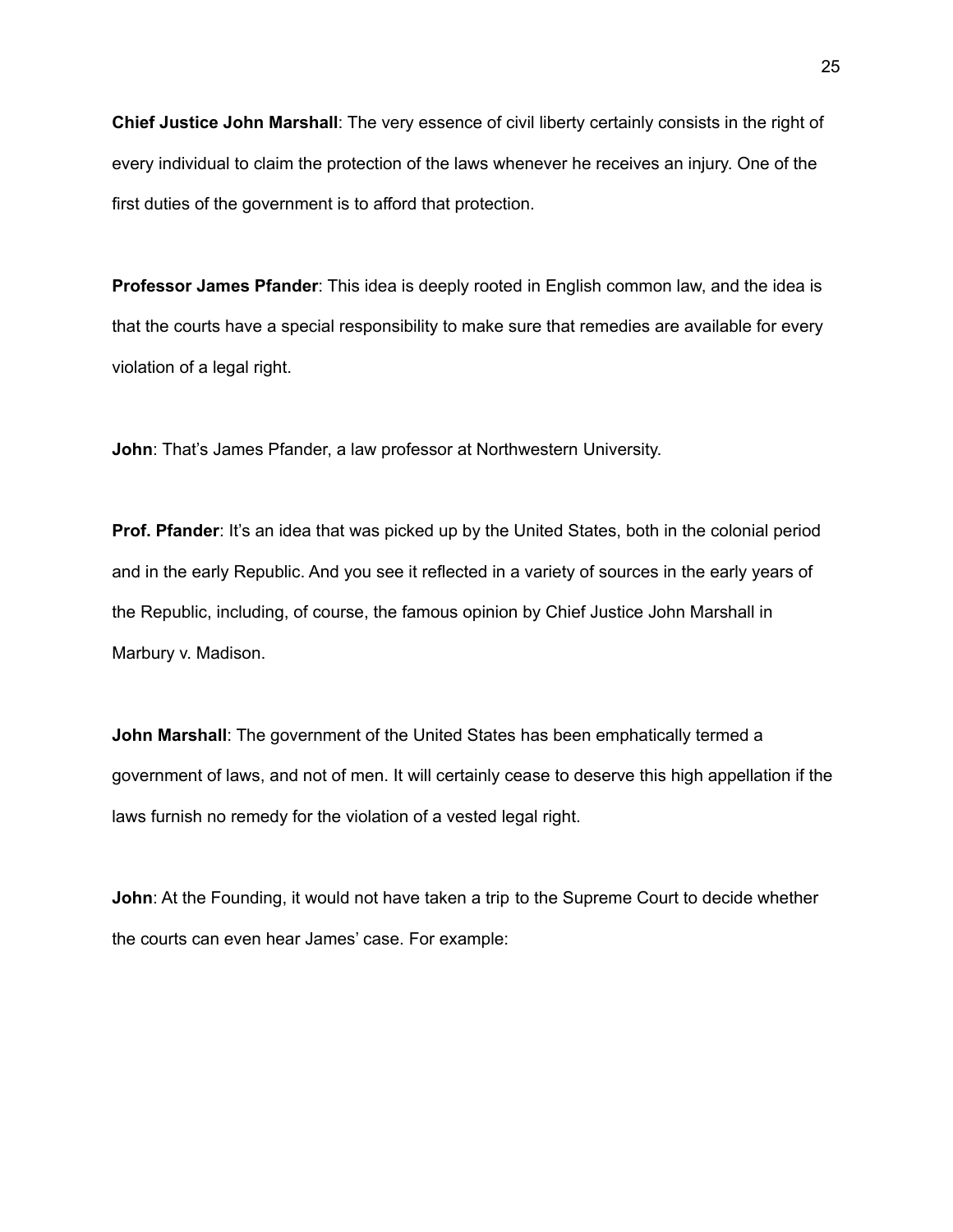**Chief Justice John Marshall**: The very essence of civil liberty certainly consists in the right of every individual to claim the protection of the laws whenever he receives an injury. One of the first duties of the government is to afford that protection.

**Professor James Pfander**: This idea is deeply rooted in English common law, and the idea is that the courts have a special responsibility to make sure that remedies are available for every violation of a legal right.

**John**: That's James Pfander, a law professor at Northwestern University.

**Prof. Pfander**: It's an idea that was picked up by the United States, both in the colonial period and in the early Republic. And you see it reflected in a variety of sources in the early years of the Republic, including, of course, the famous opinion by Chief Justice John Marshall in Marbury v. Madison.

**John Marshall**: The government of the United States has been emphatically termed a government of laws, and not of men. It will certainly cease to deserve this high appellation if the laws furnish no remedy for the violation of a vested legal right.

**John**: At the Founding, it would not have taken a trip to the Supreme Court to decide whether the courts can even hear James' case. For example: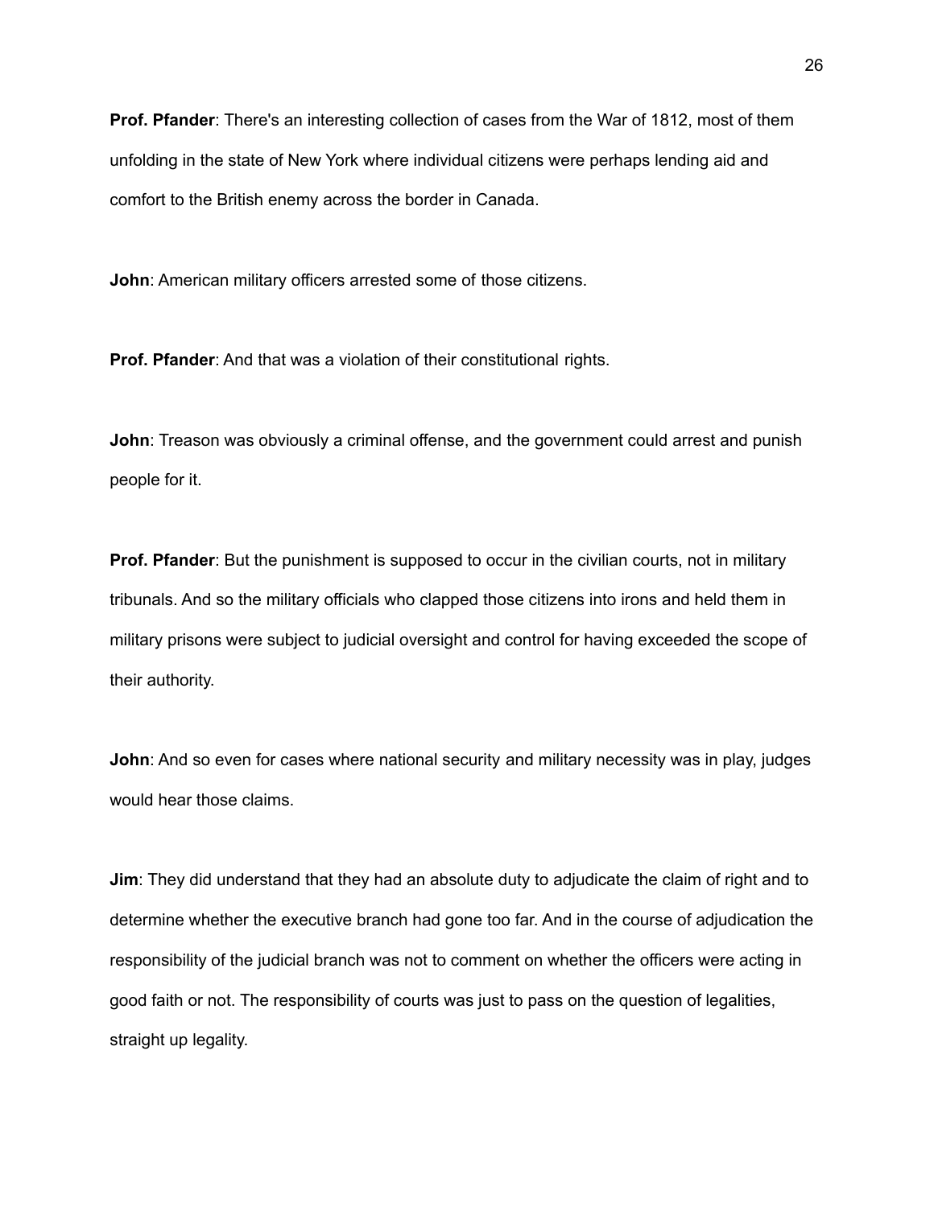**Prof. Pfander**: There's an interesting collection of cases from the War of 1812, most of them unfolding in the state of New York where individual citizens were perhaps lending aid and comfort to the British enemy across the border in Canada.

**John**: American military officers arrested some of those citizens.

**Prof. Pfander**: And that was a violation of their constitutional rights.

**John**: Treason was obviously a criminal offense, and the government could arrest and punish people for it.

**Prof. Pfander**: But the punishment is supposed to occur in the civilian courts, not in military tribunals. And so the military officials who clapped those citizens into irons and held them in military prisons were subject to judicial oversight and control for having exceeded the scope of their authority.

**John**: And so even for cases where national security and military necessity was in play, judges would hear those claims.

**Jim**: They did understand that they had an absolute duty to adjudicate the claim of right and to determine whether the executive branch had gone too far. And in the course of adjudication the responsibility of the judicial branch was not to comment on whether the officers were acting in good faith or not. The responsibility of courts was just to pass on the question of legalities, straight up legality.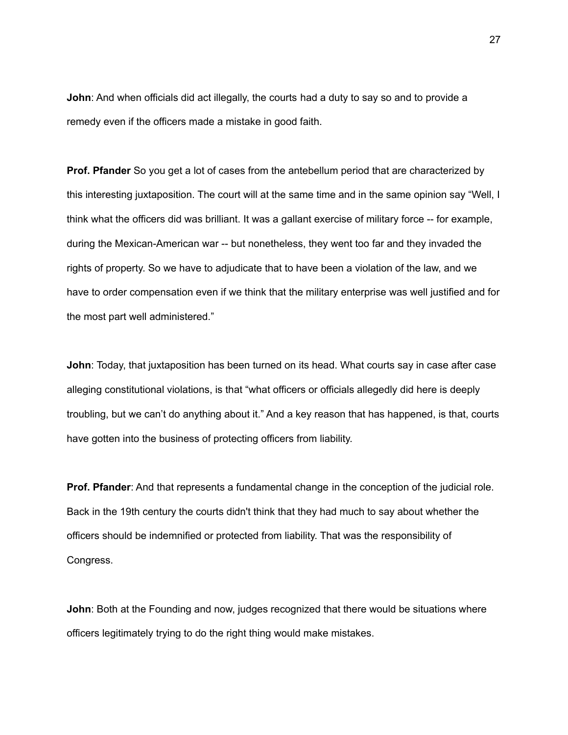**John**: And when officials did act illegally, the courts had a duty to say so and to provide a remedy even if the officers made a mistake in good faith.

**Prof. Pfander** So you get a lot of cases from the antebellum period that are characterized by this interesting juxtaposition. The court will at the same time and in the same opinion say "Well, I think what the officers did was brilliant. It was a gallant exercise of military force -- for example, during the Mexican-American war -- but nonetheless, they went too far and they invaded the rights of property. So we have to adjudicate that to have been a violation of the law, and we have to order compensation even if we think that the military enterprise was well justified and for the most part well administered."

**John**: Today, that juxtaposition has been turned on its head. What courts say in case after case alleging constitutional violations, is that "what officers or officials allegedly did here is deeply troubling, but we can't do anything about it." And a key reason that has happened, is that, courts have gotten into the business of protecting officers from liability.

**Prof. Pfander**: And that represents a fundamental change in the conception of the judicial role. Back in the 19th century the courts didn't think that they had much to say about whether the officers should be indemnified or protected from liability. That was the responsibility of Congress.

**John**: Both at the Founding and now, judges recognized that there would be situations where officers legitimately trying to do the right thing would make mistakes.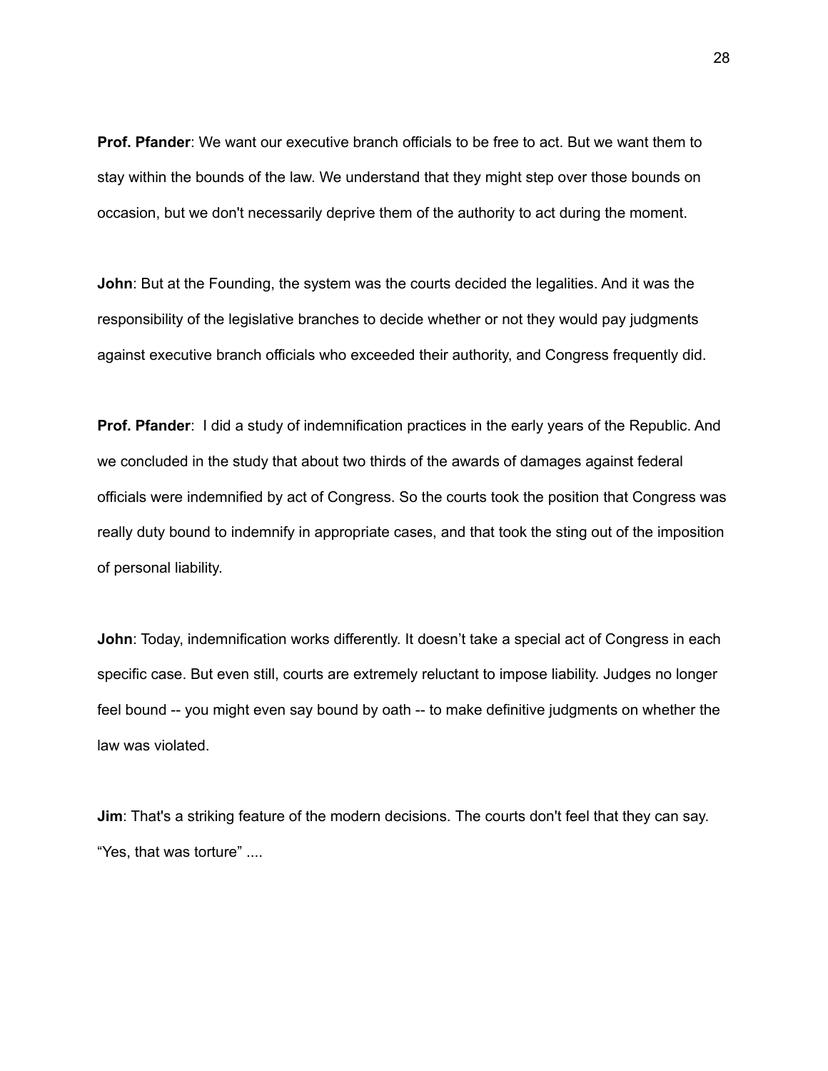**Prof. Pfander**: We want our executive branch officials to be free to act. But we want them to stay within the bounds of the law. We understand that they might step over those bounds on occasion, but we don't necessarily deprive them of the authority to act during the moment.

**John**: But at the Founding, the system was the courts decided the legalities. And it was the responsibility of the legislative branches to decide whether or not they would pay judgments against executive branch officials who exceeded their authority, and Congress frequently did.

**Prof. Pfander**: I did a study of indemnification practices in the early years of the Republic. And we concluded in the study that about two thirds of the awards of damages against federal officials were indemnified by act of Congress. So the courts took the position that Congress was really duty bound to indemnify in appropriate cases, and that took the sting out of the imposition of personal liability.

**John**: Today, indemnification works differently. It doesn't take a special act of Congress in each specific case. But even still, courts are extremely reluctant to impose liability. Judges no longer feel bound -- you might even say bound by oath -- to make definitive judgments on whether the law was violated.

**Jim**: That's a striking feature of the modern decisions. The courts don't feel that they can say. "Yes, that was torture" ....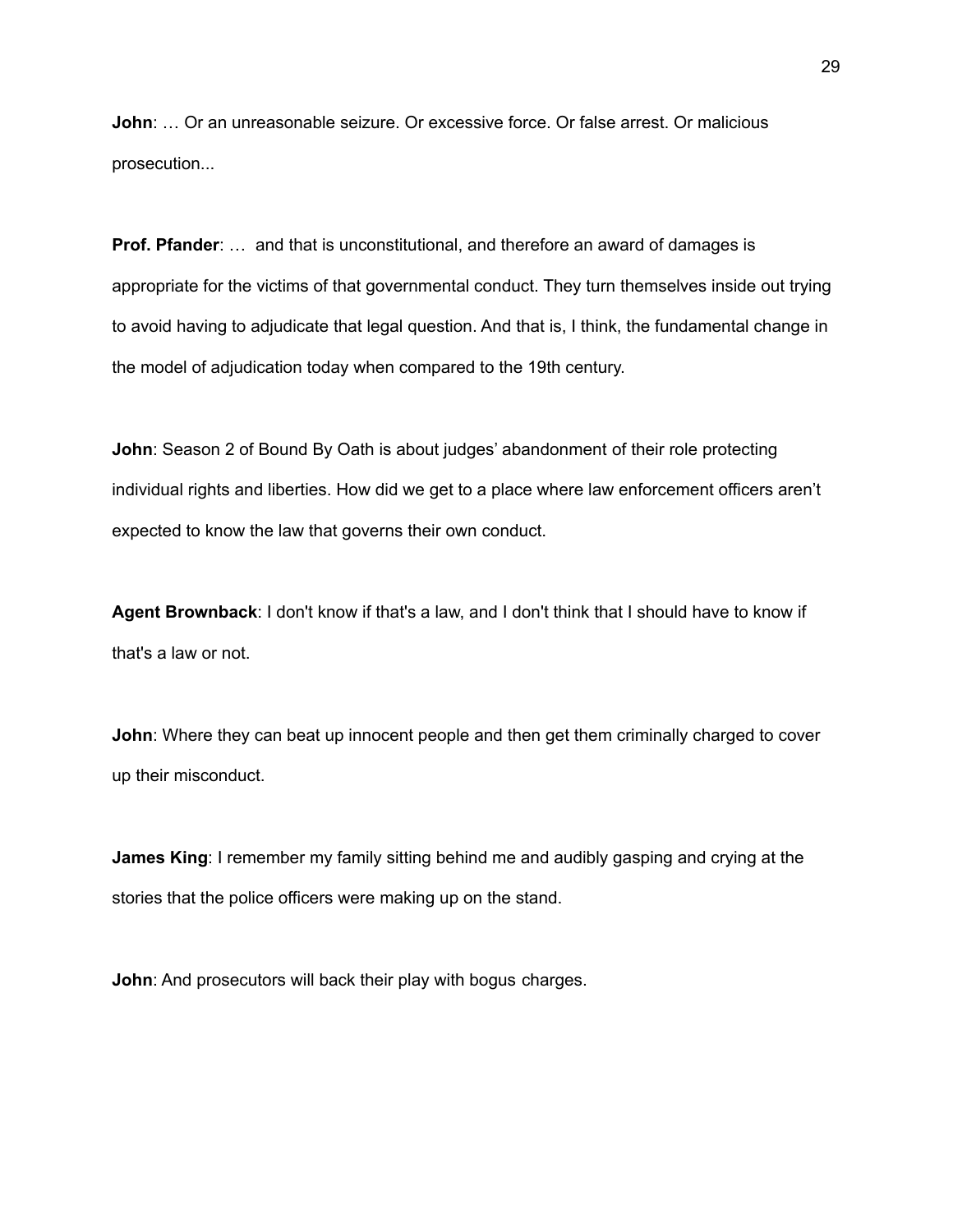**John**: … Or an unreasonable seizure. Or excessive force. Or false arrest. Or malicious prosecution...

**Prof. Pfander**: … and that is unconstitutional, and therefore an award of damages is appropriate for the victims of that governmental conduct. They turn themselves inside out trying to avoid having to adjudicate that legal question. And that is, I think, the fundamental change in the model of adjudication today when compared to the 19th century.

**John**: Season 2 of Bound By Oath is about judges' abandonment of their role protecting individual rights and liberties. How did we get to a place where law enforcement officers aren't expected to know the law that governs their own conduct.

**Agent Brownback**: I don't know if that's a law, and I don't think that I should have to know if that's a law or not.

**John**: Where they can beat up innocent people and then get them criminally charged to cover up their misconduct.

**James King**: I remember my family sitting behind me and audibly gasping and crying at the stories that the police officers were making up on the stand.

**John**: And prosecutors will back their play with bogus charges.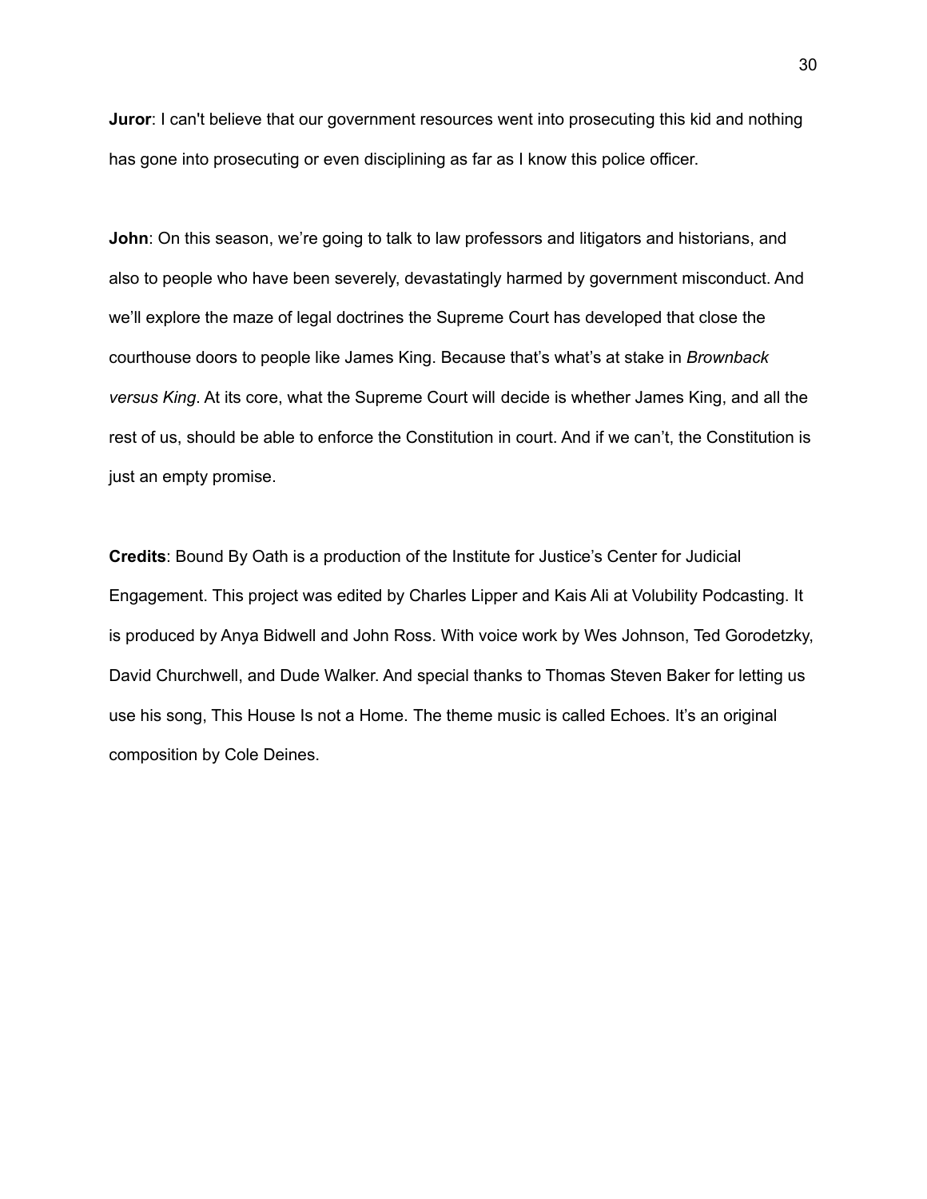**Juror**: I can't believe that our government resources went into prosecuting this kid and nothing has gone into prosecuting or even disciplining as far as I know this police officer.

**John**: On this season, we're going to talk to law professors and litigators and historians, and also to people who have been severely, devastatingly harmed by government misconduct. And we'll explore the maze of legal doctrines the Supreme Court has developed that close the courthouse doors to people like James King. Because that's what's at stake in *Brownback versus King*. At its core, what the Supreme Court will decide is whether James King, and all the rest of us, should be able to enforce the Constitution in court. And if we can't, the Constitution is just an empty promise.

**Credits**: Bound By Oath is a production of the Institute for Justice's Center for Judicial Engagement. This project was edited by Charles Lipper and Kais Ali at Volubility Podcasting. It is produced by Anya Bidwell and John Ross. With voice work by Wes Johnson, Ted Gorodetzky, David Churchwell, and Dude Walker. And special thanks to Thomas Steven Baker for letting us use his song, This House Is not a Home. The theme music is called Echoes. It's an original composition by Cole Deines.